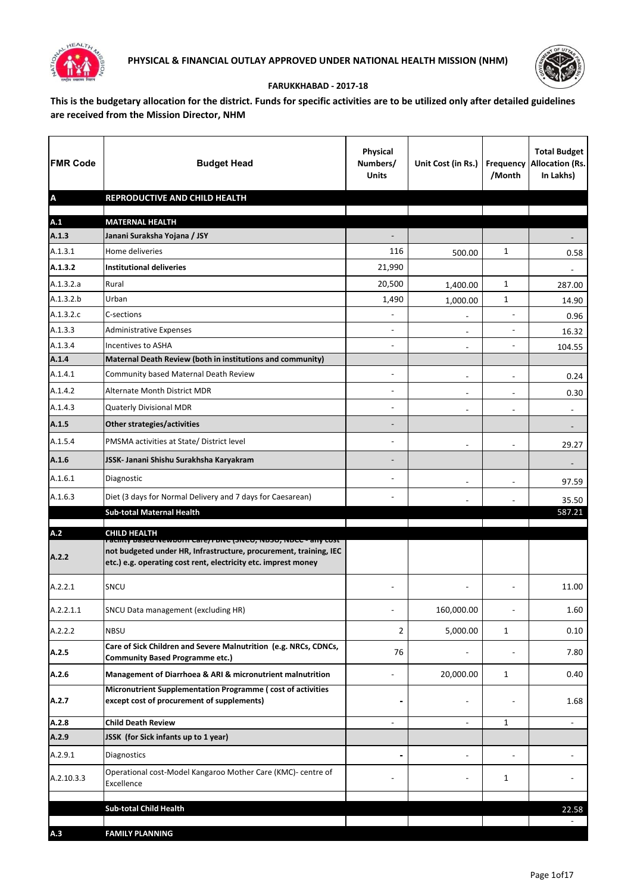## PHYSICAL & FINANCIAL OUTLAY APPROVED UNDER NATIONAL HEALTH MISSION (NHM)

### FARUKKHABAD - 2017-18

**This is the budgetary allocation for the district. Funds for specific activities are to be utilized only after detailed guidelines are received from the Mission Director, NHM**

| FMR Code | Budget Head | Physical Numbers/ Units | Unit Cost (in Rs.) | Frequency /Month | Total Budget Allocation (Rs. In Lakhs) |
|---|---|---|---|---|---|
| **A** | **REPRODUCTIVE AND CHILD HEALTH** | | | | |
| | | | | | |
| **A.1** | **MATERNAL HEALTH** | | | | |
| **A.1.3** | **Janani Suraksha Yojana / JSY** | - | | | - |
| A.1.3.1 | Home deliveries | 116 | 500.00 | 1 | 0.58 |
| **A.1.3.2** | **Institutional deliveries** | 21,990 | | | - |
| A.1.3.2.a | Rural | 20,500 | 1,400.00 | 1 | 287.00 |
| A.1.3.2.b | Urban | 1,490 | 1,000.00 | 1 | 14.90 |
| A.1.3.2.c | C-sections | - | - | - | 0.96 |
| A.1.3.3 | Administrative Expenses | - | - | - | 16.32 |
| A.1.3.4 | Incentives to ASHA | - | - | - | 104.55 |
| **A.1.4** | **Maternal Death Review (both in institutions and community)** | | | | |
| A.1.4.1 | Community based Maternal Death Review | - | - | - | 0.24 |
| A.1.4.2 | Alternate Month District MDR | - | - | - | 0.30 |
| A.1.4.3 | Quaterly Divisional MDR | - | - | - | - |
| **A.1.5** | **Other strategies/activities** | - | | | - |
| A.1.5.4 | PMSMA activities at State/ District level | - | - | - | 29.27 |
| **A.1.6** | **JSSK- Janani Shishu Surakhsha Karyakram** | - | | | - |
| A.1.6.1 | Diagnostic | - | - | - | 97.59 |
| A.1.6.3 | Diet (3 days for Normal Delivery and 7 days for Caesarean) | - | - | - | 35.50 |
| | **Sub-total Maternal Health** | | | | 587.21 |
| | | | | | |
| **A.2** | **CHILD HEALTH** | | | | |
| **A.2.2** | **Facility based Newborn Care/FBNC (SNCU, NBSU, NBCC - any cost not budgeted under HR, Infrastructure, procurement, training, IEC etc.) e.g. operating cost rent, electricity etc. imprest money** | | | | |
| A.2.2.1 | SNCU | - | - | - | 11.00 |
| A.2.2.1.1 | SNCU Data management (excluding HR) | - | 160,000.00 | - | 1.60 |
| A.2.2.2 | NBSU | 2 | 5,000.00 | 1 | 0.10 |
| **A.2.5** | **Care of Sick Children and Severe Malnutrition (e.g. NRCs, CDNCs, Community Based Programme etc.)** | 76 | - | - | 7.80 |
| **A.2.6** | **Management of Diarrhoea & ARI & micronutrient malnutrition** | - | 20,000.00 | 1 | 0.40 |
| **A.2.7** | **Micronutrient Supplementation Programme ( cost of activities except cost of procurement of supplements)** | - | - | - | 1.68 |
| **A.2.8** | **Child Death Review** | - | - | 1 | - |
| **A.2.9** | **JSSK (for Sick infants up to 1 year)** | | | | |
| A.2.9.1 | Diagnostics | - | - | - | - |
| A.2.10.3.3 | Operational cost-Model Kangaroo Mother Care (KMC)- centre of Excellence | - | - | 1 | - |
| | | | | | |
| | **Sub-total Child Health** | | | | 22.58 |
| | | | | | - |
| **A.3** | **FAMILY PLANNING** | | | | |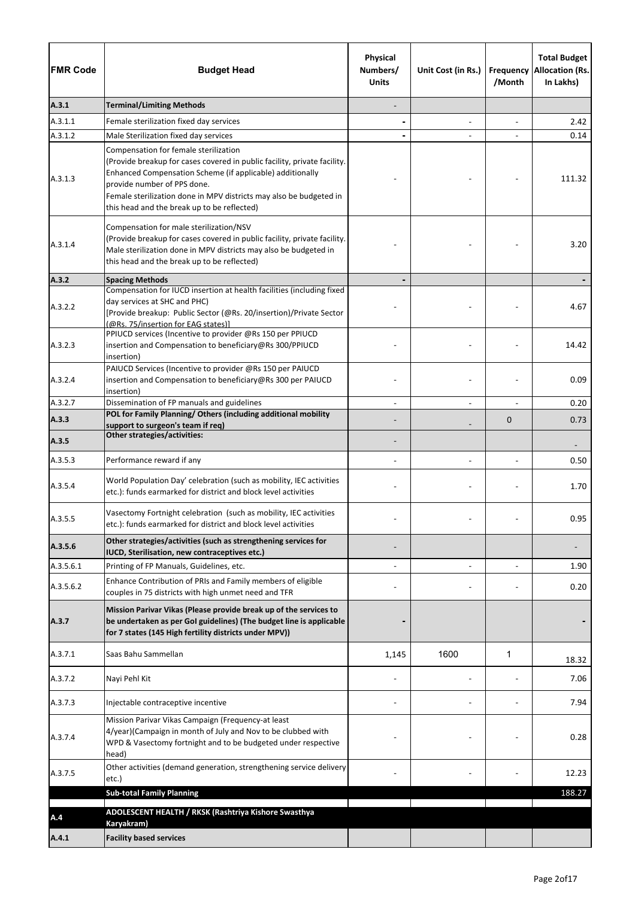| FMR Code | Budget Head | Physical Numbers/ Units | Unit Cost (in Rs.) | Frequency /Month | Total Budget Allocation (Rs. In Lakhs) |
|---|---|---|---|---|---|
| **A.3.1** | **Terminal/Limiting Methods** | - | | | |
| A.3.1.1 | Female sterilization fixed day services | **-** | - | - | 2.42 |
| A.3.1.2 | Male Sterilization fixed day services | **-** | - | - | 0.14 |
| A.3.1.3 | Compensation for female sterilization (Provide breakup for cases covered in public facility, private facility. Enhanced Compensation Scheme (if applicable) additionally provide number of PPS done. Female sterilization done in MPV districts may also be budgeted in this head and the break up to be reflected) | - | - | - | 111.32 |
| A.3.1.4 | Compensation for male sterilization/NSV (Provide breakup for cases covered in public facility, private facility. Male sterilization done in MPV districts may also be budgeted in this head and the break up to be reflected) | - | - | - | 3.20 |
| **A.3.2** | **Spacing Methods** | **-** | | | **-** |
| A.3.2.2 | Compensation for IUCD insertion at health facilities (including fixed day services at SHC and PHC) [Provide breakup: Public Sector (@Rs. 20/insertion)/Private Sector (@Rs. 75/insertion for EAG states)] | - | - | - | 4.67 |
| A.3.2.3 | PPIUCD services (Incentive to provider @Rs 150 per PPIUCD insertion and Compensation to beneficiary@Rs 300/PPIUCD insertion) | - | - | - | 14.42 |
| A.3.2.4 | PAIUCD Services (Incentive to provider @Rs 150 per PAIUCD insertion and Compensation to beneficiary@Rs 300 per PAIUCD insertion) | - | - | - | 0.09 |
| A.3.2.7 | Dissemination of FP manuals and guidelines | - | - | - | 0.20 |
| **A.3.3** | **POL for Family Planning/ Others (including additional mobility support to surgeon's team if req)** | - | - | 0 | 0.73 |
| **A.3.5** | **Other strategies/activities:** | - | | | - |
| A.3.5.3 | Performance reward if any | - | - | - | 0.50 |
| A.3.5.4 | World Population Day' celebration (such as mobility, IEC activities etc.): funds earmarked for district and block level activities | - | - | - | 1.70 |
| A.3.5.5 | Vasectomy Fortnight celebration (such as mobility, IEC activities etc.): funds earmarked for district and block level activities | - | - | - | 0.95 |
| **A.3.5.6** | **Other strategies/activities (such as strengthening services for IUCD, Sterilisation, new contraceptives etc.)** | - | | | - |
| A.3.5.6.1 | Printing of FP Manuals, Guidelines, etc. | - | - | - | 1.90 |
| A.3.5.6.2 | Enhance Contribution of PRIs and Family members of eligible couples in 75 districts with high unmet need and TFR | - | - | - | 0.20 |
| **A.3.7** | **Mission Parivar Vikas (Please provide break up of the services to be undertaken as per GoI guidelines) (The budget line is applicable for 7 states (145 High fertility districts under MPV))** | **-** | | | **-** |
| A.3.7.1 | Saas Bahu Sammellan | 1,145 | 1600 | 1 | 18.32 |
| A.3.7.2 | Nayi Pehl Kit | - | - | - | 7.06 |
| A.3.7.3 | Injectable contraceptive incentive | - | - | - | 7.94 |
| A.3.7.4 | Mission Parivar Vikas Campaign (Frequency-at least 4/year)(Campaign in month of July and Nov to be clubbed with WPD & Vasectomy fortnight and to be budgeted under respective head) | - | - | - | 0.28 |
| A.3.7.5 | Other activities (demand generation, strengthening service delivery etc.) | - | - | - | 12.23 |
| | **Sub-total Family Planning** | | | | 188.27 |
| **A.4** | **ADOLESCENT HEALTH / RKSK (Rashtriya Kishore Swasthya Karyakram)** | | | | |
| **A.4.1** | **Facility based services** | | | | |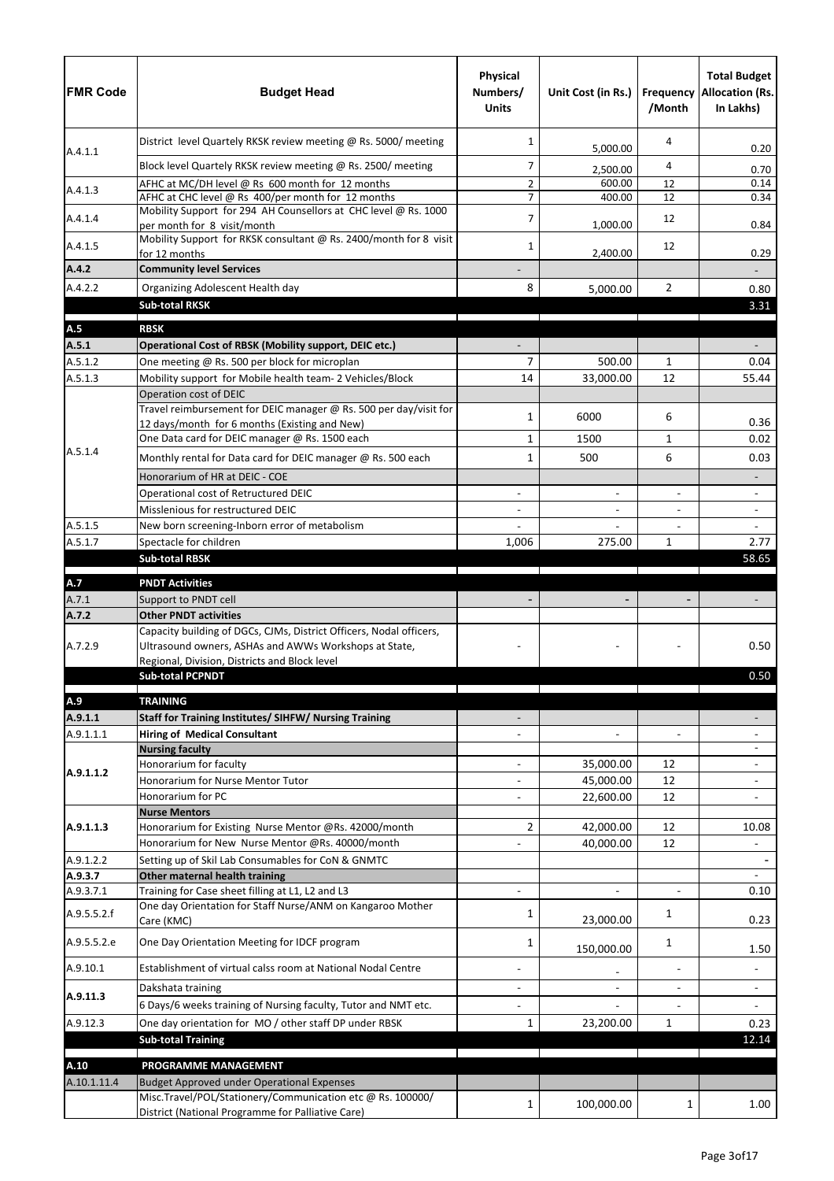| FMR Code | Budget Head | Physical Numbers/ Units | Unit Cost (in Rs.) | Frequency /Month | Total Budget Allocation (Rs. In Lakhs) |
|---|---|---|---|---|---|
| A.4.1.1 | District level Quartely RKSK review meeting @ Rs. 5000/ meeting | 1 | 5,000.00 | 4 | 0.20 |
| | Block level Quartely RKSK review meeting @ Rs. 2500/ meeting | 7 | 2,500.00 | 4 | 0.70 |
| A.4.1.3 | AFHC at MC/DH level @ Rs 600 month for 12 months | 2 | 600.00 | 12 | 0.14 |
| | AFHC at CHC level @ Rs 400/per month for 12 months | 7 | 400.00 | 12 | 0.34 |
| A.4.1.4 | Mobility Support for 294 AH Counsellors at CHC level @ Rs. 1000 per month for 8 visit/month | 7 | 1,000.00 | 12 | 0.84 |
| A.4.1.5 | Mobility Support for RKSK consultant @ Rs. 2400/month for 8 visit for 12 months | 1 | 2,400.00 | 12 | 0.29 |
| **A.4.2** | **Community level Services** | - | | | - |
| A.4.2.2 | Organizing Adolescent Health day | 8 | 5,000.00 | 2 | 0.80 |
| | **Sub-total RKSK** | | | | 3.31 |
| **A.5** | **RBSK** | | | | |
| **A.5.1** | **Operational Cost of RBSK (Mobility support, DEIC etc.)** | - | | | - |
| A.5.1.2 | One meeting @ Rs. 500 per block for microplan | 7 | 500.00 | 1 | 0.04 |
| A.5.1.3 | Mobility support for Mobile health team- 2 Vehicles/Block | 14 | 33,000.00 | 12 | 55.44 |
| A.5.1.4 | Operation cost of DEIC | | | | |
| | Travel reimbursement for DEIC manager @ Rs. 500 per day/visit for 12 days/month for 6 months (Existing and New) | 1 | 6000 | 6 | 0.36 |
| | One Data card for DEIC manager @ Rs. 1500 each | 1 | 1500 | 1 | 0.02 |
| | Monthly rental for Data card for DEIC manager @ Rs. 500 each | 1 | 500 | 6 | 0.03 |
| | Honorarium of HR at DEIC - COE | | | | - |
| | Operational cost of Retructured DEIC | - | - | - | - |
| | Misslenious for restructured DEIC | - | - | - | - |
| A.5.1.5 | New born screening-Inborn error of metabolism | - | - | - | - |
| A.5.1.7 | Spectacle for children | 1,006 | 275.00 | 1 | 2.77 |
| | **Sub-total RBSK** | | | | 58.65 |
| **A.7** | **PNDT Activities** | | | | |
| A.7.1 | Support to PNDT cell | - | - | - | - |
| **A.7.2** | **Other PNDT activities** | | | | |
| A.7.2.9 | Capacity building of DGCs, CJMs, District Officers, Nodal officers, Ultrasound owners, ASHAs and AWWs Workshops at State, Regional, Division, Districts and Block level | - | - | - | 0.50 |
| | **Sub-total PCPNDT** | | | | 0.50 |
| **A.9** | **TRAINING** | | | | |
| **A.9.1.1** | **Staff for Training Institutes/ SIHFW/ Nursing Training** | - | | | - |
| A.9.1.1.1 | **Hiring of Medical Consultant** | - | - | - | - |
| **A.9.1.1.2** | **Nursing faculty** | | | | - |
| | Honorarium for faculty | - | 35,000.00 | 12 | - |
| | Honorarium for Nurse Mentor Tutor | - | 45,000.00 | 12 | - |
| | Honorarium for PC | - | 22,600.00 | 12 | - |
| **A.9.1.1.3** | **Nurse Mentors** | | | | |
| | Honorarium for Existing Nurse Mentor @Rs. 42000/month | 2 | 42,000.00 | 12 | 10.08 |
| | Honorarium for New Nurse Mentor @Rs. 40000/month | - | 40,000.00 | 12 | - |
| A.9.1.2.2 | Setting up of Skil Lab Consumables for CoN & GNMTC | | | | - |
| **A.9.3.7** | **Other maternal health training** | | | | - |
| A.9.3.7.1 | Training for Case sheet filling at L1, L2 and L3 | - | - | - | 0.10 |
| A.9.5.5.2.f | One day Orientation for Staff Nurse/ANM on Kangaroo Mother Care (KMC) | 1 | 23,000.00 | 1 | 0.23 |
| A.9.5.5.2.e | One Day Orientation Meeting for IDCF program | 1 | 150,000.00 | 1 | 1.50 |
| A.9.10.1 | Establishment of virtual calss room at National Nodal Centre | - | - | - | - |
| **A.9.11.3** | Dakshata training | - | - | - | - |
| | 6 Days/6 weeks training of Nursing faculty, Tutor and NMT etc. | - | - | - | - |
| A.9.12.3 | One day orientation for MO / other staff DP under RBSK | 1 | 23,200.00 | 1 | 0.23 |
| | **Sub-total Training** | | | | 12.14 |
| **A.10** | **PROGRAMME MANAGEMENT** | | | | |
| A.10.1.11.4 | Budget Approved under Operational Expenses | | | | |
| | Misc.Travel/POL/Stationery/Communication etc @ Rs. 100000/ District (National Programme for Palliative Care) | 1 | 100,000.00 | 1 | 1.00 |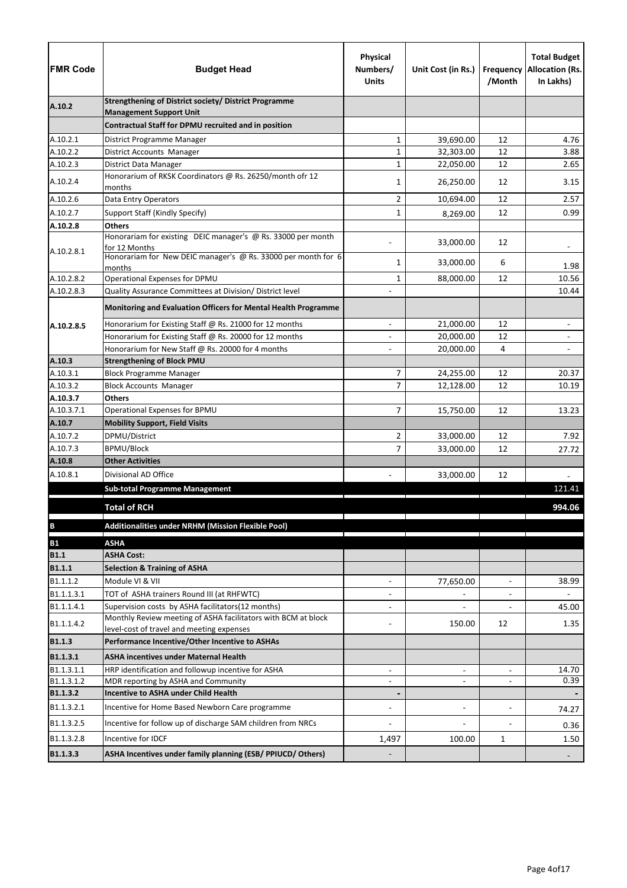| FMR Code | Budget Head | Physical Numbers/ Units | Unit Cost (in Rs.) | Frequency /Month | Total Budget Allocation (Rs. In Lakhs) |
|---|---|---|---|---|---|
| A.10.2 | **Strengthening of District society/ District Programme Management Support Unit** | | | | |
| | **Contractual Staff for DPMU recruited and in position** | | | | |
| A.10.2.1 | District Programme Manager | 1 | 39,690.00 | 12 | 4.76 |
| A.10.2.2 | District Accounts Manager | 1 | 32,303.00 | 12 | 3.88 |
| A.10.2.3 | District Data Manager | 1 | 22,050.00 | 12 | 2.65 |
| A.10.2.4 | Honorarium of RKSK Coordinators @ Rs. 26250/month ofr 12 months | 1 | 26,250.00 | 12 | 3.15 |
| A.10.2.6 | Data Entry Operators | 2 | 10,694.00 | 12 | 2.57 |
| A.10.2.7 | Support Staff (Kindly Specify) | 1 | 8,269.00 | 12 | 0.99 |
| **A.10.2.8** | **Others** | | | | |
| A.10.2.8.1 | Honorariam for existing DEIC manager's @ Rs. 33000 per month for 12 Months | - | 33,000.00 | 12 | - |
| | Honorariam for New DEIC manager's @ Rs. 33000 per month for 6 months | 1 | 33,000.00 | 6 | 1.98 |
| A.10.2.8.2 | Operational Expenses for DPMU | 1 | 88,000.00 | 12 | 10.56 |
| A.10.2.8.3 | Quality Assurance Committees at Division/ District level | - | | | 10.44 |
| **A.10.2.8.5** | **Monitoring and Evaluation Officers for Mental Health Programme** | | | | |
| | Honorarium for Existing Staff @ Rs. 21000 for 12 months | - | 21,000.00 | 12 | - |
| | Honorarium for Existing Staff @ Rs. 20000 for 12 months | - | 20,000.00 | 12 | - |
| | Honorarium for New Staff @ Rs. 20000 for 4 months | - | 20,000.00 | 4 | - |
| **A.10.3** | **Strengthening of Block PMU** | | | | |
| A.10.3.1 | Block Programme Manager | 7 | 24,255.00 | 12 | 20.37 |
| A.10.3.2 | Block Accounts Manager | 7 | 12,128.00 | 12 | 10.19 |
| **A.10.3.7** | **Others** | | | | |
| A.10.3.7.1 | Operational Expenses for BPMU | 7 | 15,750.00 | 12 | 13.23 |
| **A.10.7** | **Mobility Support, Field Visits** | | | | |
| A.10.7.2 | DPMU/District | 2 | 33,000.00 | 12 | 7.92 |
| A.10.7.3 | BPMU/Block | 7 | 33,000.00 | 12 | 27.72 |
| **A.10.8** | **Other Activities** | | | | |
| A.10.8.1 | Divisional AD Office | - | 33,000.00 | 12 | - |
| | **Sub-total Programme Management** | | | | **121.41** |
| | **Total of RCH** | | | | **994.06** |
| **B** | **Additionalities under NRHM (Mission Flexible Pool)** | | | | |
| **B1** | **ASHA** | | | | |
| **B1.1** | **ASHA Cost:** | | | | |
| **B1.1.1** | **Selection & Training of ASHA** | | | | |
| B1.1.1.2 | Module VI & VII | - | 77,650.00 | - | 38.99 |
| B1.1.1.3.1 | TOT of ASHA trainers Round III (at RHFWTC) | - | - | - | - |
| B1.1.1.4.1 | Supervision costs by ASHA facilitators(12 months) | - | - | - | 45.00 |
| B1.1.1.4.2 | Monthly Review meeting of ASHA facilitators with BCM at block level-cost of travel and meeting expenses | - | 150.00 | 12 | 1.35 |
| **B1.1.3** | **Performance Incentive/Other Incentive to ASHAs** | | | | |
| **B1.1.3.1** | **ASHA incentives under Maternal Health** | | | | |
| B1.1.3.1.1 | HRP identification and followup incentive for ASHA | - | - | - | 14.70 |
| B1.1.3.1.2 | MDR reporting by ASHA and Community | - | - | - | 0.39 |
| **B1.1.3.2** | **Incentive to ASHA under Child Health** | **-** | | | **-** |
| B1.1.3.2.1 | Incentive for Home Based Newborn Care programme | - | - | - | 74.27 |
| B1.1.3.2.5 | Incentive for follow up of discharge SAM children from NRCs | - | - | - | 0.36 |
| B1.1.3.2.8 | Incentive for IDCF | 1,497 | 100.00 | 1 | 1.50 |
| **B1.1.3.3** | **ASHA Incentives under family planning (ESB/ PPIUCD/ Others)** | - | | | - |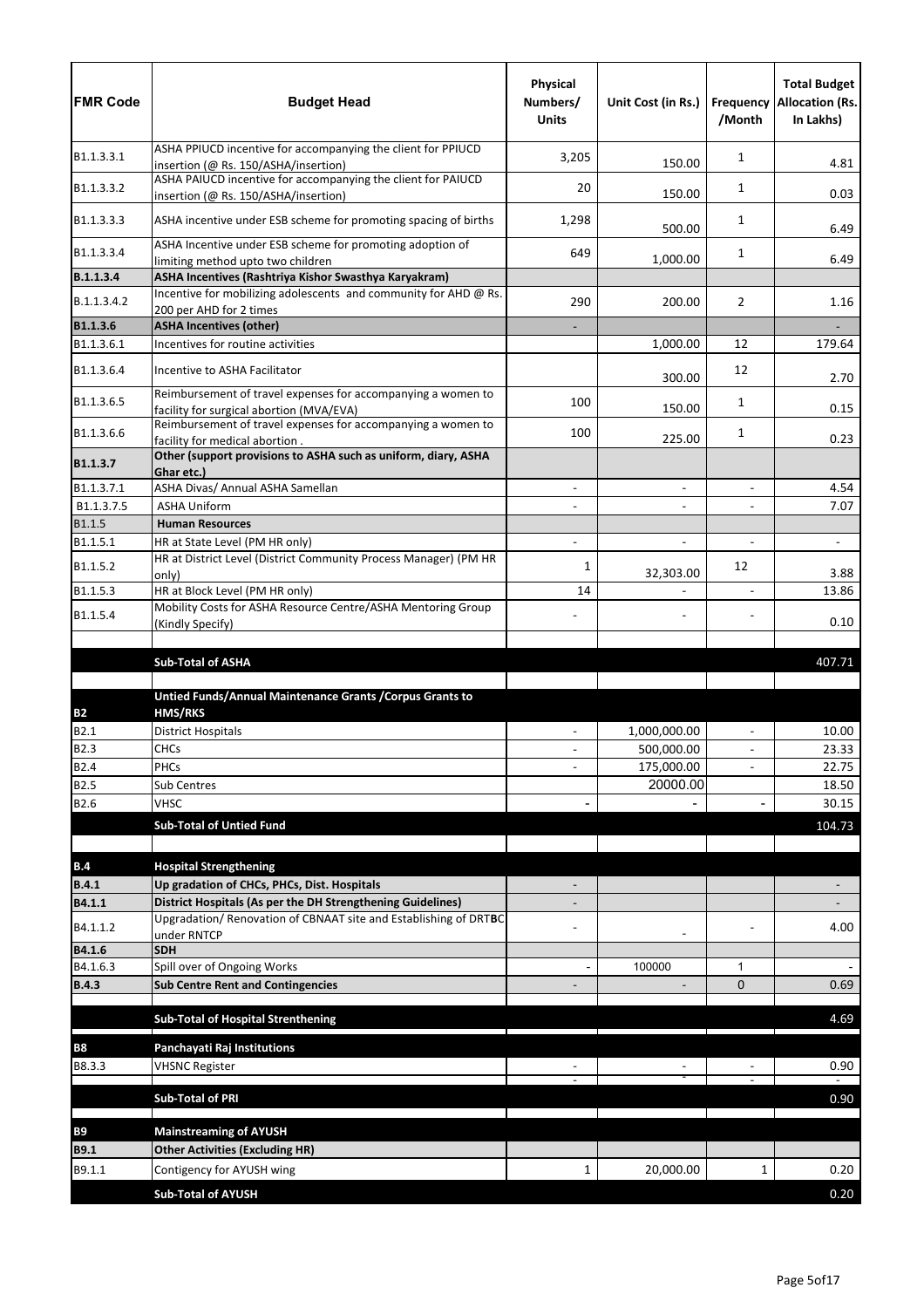| FMR Code | Budget Head | Physical Numbers/ Units | Unit Cost (in Rs.) | Frequency /Month | Total Budget Allocation (Rs. In Lakhs) |
|---|---|---|---|---|---|
| B1.1.3.3.1 | ASHA PPIUCD incentive for accompanying the client for PPIUCD insertion (@ Rs. 150/ASHA/insertion) | 3,205 | 150.00 | 1 | 4.81 |
| B1.1.3.3.2 | ASHA PAIUCD incentive for accompanying the client for PAIUCD insertion (@ Rs. 150/ASHA/insertion) | 20 | 150.00 | 1 | 0.03 |
| B1.1.3.3.3 | ASHA incentive under ESB scheme for promoting spacing of births | 1,298 | 500.00 | 1 | 6.49 |
| B1.1.3.3.4 | ASHA Incentive under ESB scheme for promoting adoption of limiting method upto two children | 649 | 1,000.00 | 1 | 6.49 |
| **B.1.1.3.4** | **ASHA Incentives (Rashtriya Kishor Swasthya Karyakram)** | | | | |
| B.1.1.3.4.2 | Incentive for mobilizing adolescents and community for AHD @ Rs. 200 per AHD for 2 times | 290 | 200.00 | 2 | 1.16 |
| **B1.1.3.6** | **ASHA Incentives (other)** | - | | | - |
| B1.1.3.6.1 | Incentives for routine activities | | 1,000.00 | 12 | 179.64 |
| B1.1.3.6.4 | Incentive to ASHA Facilitator | | 300.00 | 12 | 2.70 |
| B1.1.3.6.5 | Reimbursement of travel expenses for accompanying a women to facility for surgical abortion (MVA/EVA) | 100 | 150.00 | 1 | 0.15 |
| B1.1.3.6.6 | Reimbursement of travel expenses for accompanying a women to facility for medical abortion . | 100 | 225.00 | 1 | 0.23 |
| **B1.1.3.7** | **Other (support provisions to ASHA such as uniform, diary, ASHA Ghar etc.)** | | | | |
| B1.1.3.7.1 | ASHA Divas/ Annual ASHA Samellan | - | - | - | 4.54 |
| B1.1.3.7.5 | ASHA Uniform | - | - | - | 7.07 |
| B1.1.5 | **Human Resources** | | | | |
| B1.1.5.1 | HR at State Level (PM HR only) | - | - | - | - |
| B1.1.5.2 | HR at District Level (District Community Process Manager) (PM HR only) | 1 | 32,303.00 | 12 | 3.88 |
| B1.1.5.3 | HR at Block Level (PM HR only) | 14 | - | - | 13.86 |
| B1.1.5.4 | Mobility Costs for ASHA Resource Centre/ASHA Mentoring Group (Kindly Specify) | - | - | - | 0.10 |
| | | | | | |
| | **Sub-Total of ASHA** | | | | 407.71 |
| | | | | | |
| **B2** | **Untied Funds/Annual Maintenance Grants /Corpus Grants to HMS/RKS** | | | | |
| B2.1 | District Hospitals | - | 1,000,000.00 | - | 10.00 |
| B2.3 | CHCs | - | 500,000.00 | - | 23.33 |
| B2.4 | PHCs | - | 175,000.00 | - | 22.75 |
| B2.5 | Sub Centres | | 20000.00 | | 18.50 |
| B2.6 | VHSC | - | - | - | 30.15 |
| | **Sub-Total of Untied Fund** | | | | 104.73 |
| | | | | | |
| **B.4** | **Hospital Strengthening** | | | | |
| **B.4.1** | **Up gradation of CHCs, PHCs, Dist. Hospitals** | - | | | - |
| **B4.1.1** | **District Hospitals (As per the DH Strengthening Guidelines)** | - | | | - |
| B4.1.1.2 | Upgradation/ Renovation of CBNAAT site and Establishing of DRTBC under RNTCP | - | - | - | 4.00 |
| **B4.1.6** | **SDH** | | | | |
| B4.1.6.3 | Spill over of Ongoing Works | - | 100000 | 1 | - |
| **B.4.3** | **Sub Centre Rent and Contingencies** | - | - | 0 | 0.69 |
| | | | | | |
| | **Sub-Total of Hospital Strenthening** | | | | 4.69 |
| | | | | | |
| **B8** | **Panchayati Raj Institutions** | | | | |
| B8.3.3 | VHSNC Register | - | - | - | 0.90 |
| | | - | - | - | - |
| | **Sub-Total of PRI** | | | | 0.90 |
| | | | | | |
| **B9** | **Mainstreaming of AYUSH** | | | | |
| **B9.1** | **Other Activities (Excluding HR)** | | | | |
| B9.1.1 | Contigency for AYUSH wing | 1 | 20,000.00 | 1 | 0.20 |
| | **Sub-Total of AYUSH** | | | | 0.20 |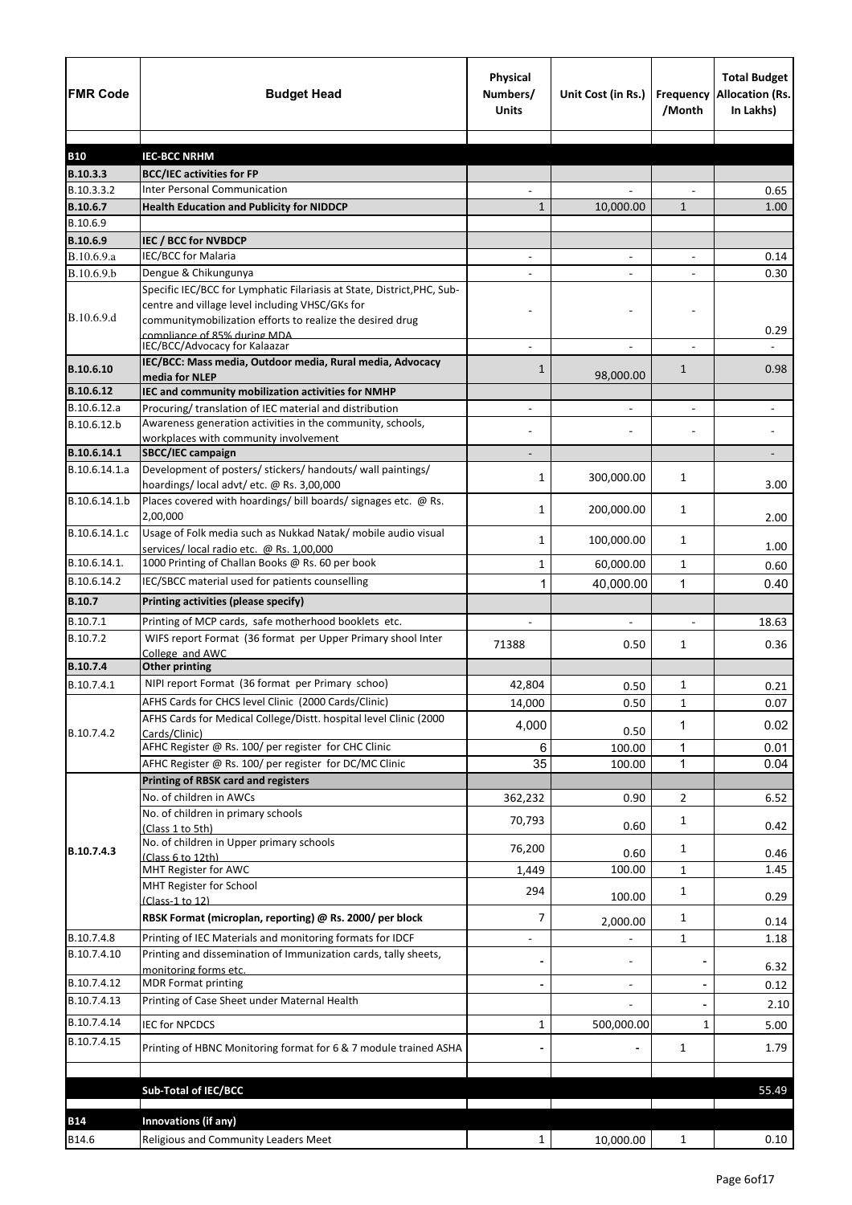| FMR Code | Budget Head | Physical Numbers/ Units | Unit Cost (in Rs.) | Frequency /Month | Total Budget Allocation (Rs. In Lakhs) |
|---|---|---|---|---|---|
| | | | | | |
| **B10** | **IEC-BCC NRHM** | | | | |
| **B.10.3.3** | **BCC/IEC activities for FP** | | | | |
| B.10.3.3.2 | Inter Personal Communication | - | - | - | 0.65 |
| **B.10.6.7** | **Health Education and Publicity for NIDDCP** | 1 | 10,000.00 | 1 | 1.00 |
| B.10.6.9 | | | | | |
| **B.10.6.9** | **IEC / BCC for NVBDCP** | | | | |
| B.10.6.9.a | IEC/BCC for Malaria | - | - | - | 0.14 |
| B.10.6.9.b | Dengue & Chikungunya | - | - | - | 0.30 |
| B.10.6.9.d | Specific IEC/BCC for Lymphatic Filariasis at State, District,PHC, Sub-centre and village level including VHSC/GKs for communitymobilization efforts to realize the desired drug compliance of 85% during MDA | - | - | - | 0.29 |
| | IEC/BCC/Advocacy for Kalaazar | - | - | - | - |
| **B.10.6.10** | **IEC/BCC: Mass media, Outdoor media, Rural media, Advocacy media for NLEP** | 1 | 98,000.00 | 1 | 0.98 |
| **B.10.6.12** | **IEC and community mobilization activities for NMHP** | | | | |
| B.10.6.12.a | Procuring/ translation of IEC material and distribution | - | - | - | - |
| B.10.6.12.b | Awareness generation activities in the community, schools, workplaces with community involvement | - | - | - | - |
| **B.10.6.14.1** | **SBCC/IEC campaign** | - | | | - |
| B.10.6.14.1.a | Development of posters/ stickers/ handouts/ wall paintings/ hoardings/ local advt/ etc. @ Rs. 3,00,000 | 1 | 300,000.00 | 1 | 3.00 |
| B.10.6.14.1.b | Places covered with hoardings/ bill boards/ signages etc. @ Rs. 2,00,000 | 1 | 200,000.00 | 1 | 2.00 |
| B.10.6.14.1.c | Usage of Folk media such as Nukkad Natak/ mobile audio visual services/ local radio etc. @ Rs. 1,00,000 | 1 | 100,000.00 | 1 | 1.00 |
| B.10.6.14.1. | 1000 Printing of Challan Books @ Rs. 60 per book | 1 | 60,000.00 | 1 | 0.60 |
| B.10.6.14.2 | IEC/SBCC material used for patients counselling | 1 | 40,000.00 | 1 | 0.40 |
| **B.10.7** | **Printing activities (please specify)** | | | | |
| B.10.7.1 | Printing of MCP cards, safe motherhood booklets etc. | - | - | - | 18.63 |
| B.10.7.2 | WIFS report Format (36 format per Upper Primary shool Inter College and AWC | 71388 | 0.50 | 1 | 0.36 |
| **B.10.7.4** | **Other printing** | | | | |
| B.10.7.4.1 | NIPI report Format (36 format per Primary schoo) | 42,804 | 0.50 | 1 | 0.21 |
| B.10.7.4.2 | AFHS Cards for CHCS level Clinic (2000 Cards/Clinic) | 14,000 | 0.50 | 1 | 0.07 |
| | AFHS Cards for Medical College/Distt. hospital level Clinic (2000 Cards/Clinic) | 4,000 | 0.50 | 1 | 0.02 |
| | AFHC Register @ Rs. 100/ per register for CHC Clinic | 6 | 100.00 | 1 | 0.01 |
| | AFHC Register @ Rs. 100/ per register for DC/MC Clinic | 35 | 100.00 | 1 | 0.04 |
| **B.10.7.4.3** | **Printing of RBSK card and registers** | | | | |
| | No. of children in AWCs | 362,232 | 0.90 | 2 | 6.52 |
| | No. of children in primary schools (Class 1 to 5th) | 70,793 | 0.60 | 1 | 0.42 |
| | No. of children in Upper primary schools (Class 6 to 12th) | 76,200 | 0.60 | 1 | 0.46 |
| | MHT Register for AWC | 1,449 | 100.00 | 1 | 1.45 |
| | MHT Register for School (Class-1 to 12) | 294 | 100.00 | 1 | 0.29 |
| | **RBSK Format (microplan, reporting) @ Rs. 2000/ per block** | 7 | 2,000.00 | 1 | 0.14 |
| B.10.7.4.8 | Printing of IEC Materials and monitoring formats for IDCF | - | - | 1 | 1.18 |
| B.10.7.4.10 | Printing and dissemination of Immunization cards, tally sheets, monitoring forms etc. | - | - | - | 6.32 |
| B.10.7.4.12 | MDR Format printing | - | - | - | 0.12 |
| B.10.7.4.13 | Printing of Case Sheet under Maternal Health | | - | - | 2.10 |
| B.10.7.4.14 | IEC for NPCDCS | 1 | 500,000.00 | 1 | 5.00 |
| B.10.7.4.15 | Printing of HBNC Monitoring format for 6 & 7 module trained ASHA | - | - | 1 | 1.79 |
| | | | | | |
| | **Sub-Total of IEC/BCC** | | | | 55.49 |
| | | | | | |
| **B14** | **Innovations (if any)** | | | | |
| B14.6 | Religious and Community Leaders Meet | 1 | 10,000.00 | 1 | 0.10 |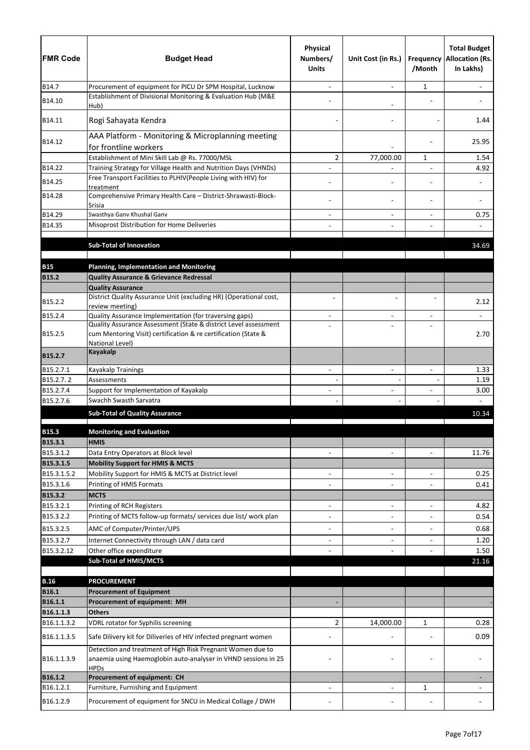| FMR Code | Budget Head | Physical Numbers/ Units | Unit Cost (in Rs.) | Frequency /Month | Total Budget Allocation (Rs. In Lakhs) |
|---|---|---|---|---|---|
| B14.7 | Procurement of equipment for PICU Dr SPM Hospital, Lucknow | - | - | 1 | - |
| B14.10 | Establishment of Divisional Monitoring & Evaluation Hub (M&E Hub) | - | - | - | - |
| B14.11 | Rogi Sahayata Kendra | - | - | - | 1.44 |
| B14.12 | AAA Platform - Monitoring & Microplanning meeting for frontline workers | | - | - | 25.95 |
| | Establishment of Mini Skill Lab @ Rs. 77000/MSL | 2 | 77,000.00 | 1 | 1.54 |
| B14.22 | Training Strategy for Village Health and Nutrition Days (VHNDs) | - | - | - | 4.92 |
| B14.25 | Free Transport Facilities to PLHIV(People Living with HIV) for treatment | - | - | - | - |
| B14.28 | Comprehensive Primary Health Care – District-Shrawasti-Block-Srisia | - | - | - | - |
| B14.29 | Swasthya Ganv Khushal Ganv | - | - | - | 0.75 |
| B14.35 | Misoprost Distribution for Home Deliveries | - | - | - | - |
| | **Sub-Total of Innovation** | | | | 34.69 |
| **B15** | **Planning, Implementation and Monitoring** | | | | |
| **B15.2** | **Quality Assurance & Grievance Redressal** | | | | |
| | **Quality Assurance** | | | | |
| B15.2.2 | District Quality Assurance Unit (excluding HR) (Operational cost, review meeting) | - | - | - | 2.12 |
| B15.2.4 | Quality Assurance Implementation (for traversing gaps) | - | - | - | - |
| B15.2.5 | Quality Assurance Assessment (State & district Level assessment cum Mentoring Visit) certification & re certification (State & National Level) | - | - | - | 2.70 |
| **B15.2.7** | **Kayakalp** | | | | |
| B15.2.7.1 | Kayakalp Trainings | - | - | - | 1.33 |
| B15.2.7. 2 | Assessments | - | - | - | 1.19 |
| B15.2.7.4 | Support for Implementation of Kayakalp | - | - | - | 3.00 |
| B15.2.7.6 | Swachh Swasth Sarvatra | - | - | - | - |
| | **Sub-Total of Quality Assurance** | | | | 10.34 |
| **B15.3** | **Monitoring and Evaluation** | | | | |
| **B15.3.1** | **HMIS** | | | | |
| B15.3.1.2 | Data Entry Operators at Block level | - | - | - | 11.76 |
| **B15.3.1.5** | **Mobility Support for HMIS & MCTS** | | | | |
| B15.3.1.5.2 | Mobility Support for HMIS & MCTS at District level | - | - | - | 0.25 |
| B15.3.1.6 | Printing of HMIS Formats | - | - | - | 0.41 |
| **B15.3.2** | **MCTS** | | | | |
| B15.3.2.1 | Printing of RCH Registers | - | - | - | 4.82 |
| B15.3.2.2 | Printing of MCTS follow-up formats/ services due list/ work plan | - | - | - | 0.54 |
| B15.3.2.5 | AMC of Computer/Printer/UPS | - | - | - | 0.68 |
| B15.3.2.7 | Internet Connectivity through LAN / data card | - | - | - | 1.20 |
| B15.3.2.12 | Other office expenditure | - | - | - | 1.50 |
| | **Sub-Total of HMIS/MCTS** | | | | 21.16 |
| **B.16** | **PROCUREMENT** | | | | |
| **B16.1** | **Procurement of Equipment** | | | | |
| **B16.1.1** | **Procurement of equipment: MH** | - | | | - |
| **B16.1.1.3** | **Others** | | | | |
| B16.1.1.3.2 | VDRL rotator for Syphilis screening | 2 | 14,000.00 | 1 | 0.28 |
| B16.1.1.3.5 | Safe Dilivery kit for Diliveries of HIV infected pregnant women | - | - | - | 0.09 |
| B16.1.1.3.9 | Detection and treatment of High Risk Pregnant Women due to anaemia using Haemoglobin auto-analyser in VHND sessions in 25 HPDs | - | - | - | - |
| **B16.1.2** | **Procurement of equipment: CH** | | | | - |
| B16.1.2.1 | Furniture, Furnishing and Equipment | - | - | 1 | - |
| B16.1.2.9 | Procurement of equipment for SNCU in Medical Collage / DWH | - | - | - | - |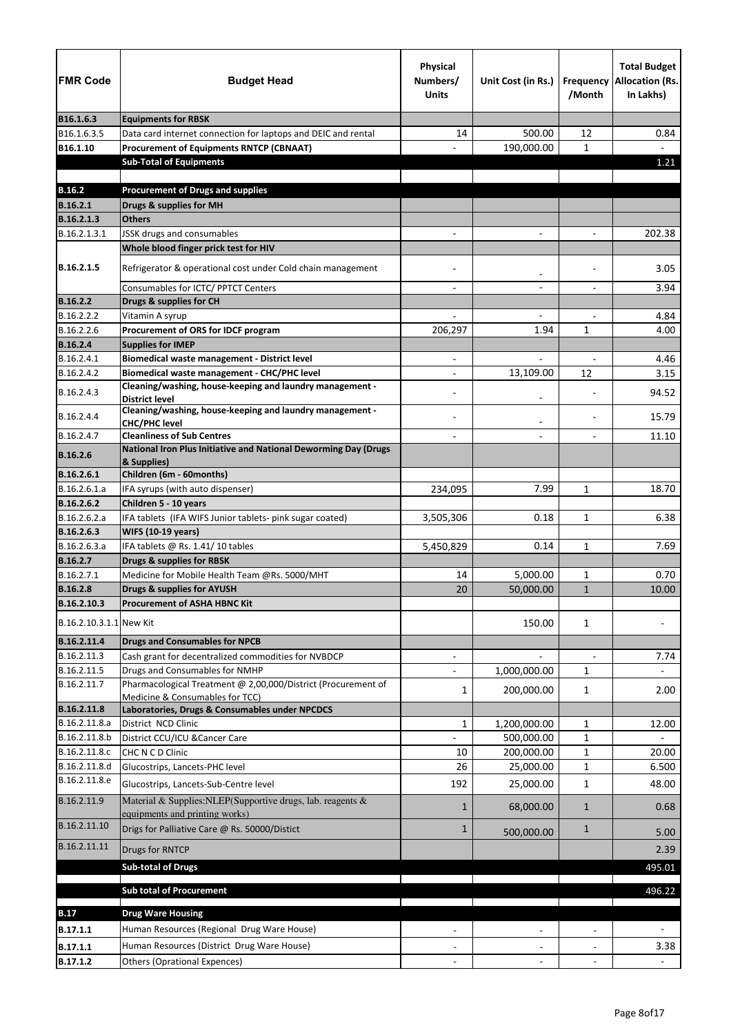| FMR Code | Budget Head | Physical Numbers/ Units | Unit Cost (in Rs.) | Frequency /Month | Total Budget Allocation (Rs. In Lakhs) |
|---|---|---|---|---|---|
| B16.1.6.3 | **Equipments for RBSK** | | | | |
| B16.1.6.3.5 | Data card internet connection for laptops and DEIC and rental | 14 | 500.00 | 12 | 0.84 |
| B16.1.10 | **Procurement of Equipments RNTCP (CBNAAT)** | - | 190,000.00 | 1 | - |
| | **Sub-Total of Equipments** | | | | 1.21 |
| | | | | | |
| **B.16.2** | **Procurement of Drugs and supplies** | | | | |
| **B.16.2.1** | **Drugs & supplies for MH** | | | | |
| **B.16.2.1.3** | **Others** | | | | |
| B.16.2.1.3.1 | JSSK drugs and consumables | - | - | - | 202.38 |
| **B.16.2.1.5** | **Whole blood finger prick test for HIV** | | | | |
| | Refrigerator & operational cost under Cold chain management | - | - | - | 3.05 |
| | Consumables for ICTC/ PPTCT Centers | - | - | - | 3.94 |
| **B.16.2.2** | **Drugs & supplies for CH** | | | | |
| B.16.2.2.2 | Vitamin A syrup | - | - | - | 4.84 |
| B.16.2.2.6 | **Procurement of ORS for IDCF program** | 206,297 | 1.94 | 1 | 4.00 |
| **B.16.2.4** | **Supplies for IMEP** | | | | |
| B.16.2.4.1 | **Biomedical waste management - District level** | - | - | - | 4.46 |
| B.16.2.4.2 | **Biomedical waste management - CHC/PHC level** | - | 13,109.00 | 12 | 3.15 |
| B.16.2.4.3 | **Cleaning/washing, house-keeping and laundry management - District level** | - | - | - | 94.52 |
| B.16.2.4.4 | **Cleaning/washing, house-keeping and laundry management - CHC/PHC level** | - | - | - | 15.79 |
| B.16.2.4.7 | **Cleanliness of Sub Centres** | - | - | - | 11.10 |
| **B.16.2.6** | **National Iron Plus Initiative and National Deworming Day (Drugs & Supplies)** | | | | |
| **B.16.2.6.1** | **Children (6m - 60months)** | | | | |
| B.16.2.6.1.a | IFA syrups (with auto dispenser) | 234,095 | 7.99 | 1 | 18.70 |
| **B.16.2.6.2** | **Children 5 - 10 years** | | | | |
| B.16.2.6.2.a | IFA tablets (IFA WIFS Junior tablets- pink sugar coated) | 3,505,306 | 0.18 | 1 | 6.38 |
| **B.16.2.6.3** | **WIFS (10-19 years)** | | | | |
| B.16.2.6.3.a | IFA tablets @ Rs. 1.41/ 10 tables | 5,450,829 | 0.14 | 1 | 7.69 |
| **B.16.2.7** | **Drugs & supplies for RBSK** | | | | |
| B.16.2.7.1 | Medicine for Mobile Health Team @Rs. 5000/MHT | 14 | 5,000.00 | 1 | 0.70 |
| **B.16.2.8** | **Drugs & supplies for AYUSH** | 20 | 50,000.00 | 1 | 10.00 |
| **B.16.2.10.3** | **Procurement of ASHA HBNC Kit** | | | | |
| B.16.2.10.3.1.1 | New Kit | | 150.00 | 1 | - |
| **B.16.2.11.4** | **Drugs and Consumables for NPCB** | | | | |
| B.16.2.11.3 | Cash grant for decentralized commodities for NVBDCP | - | - | - | 7.74 |
| B.16.2.11.5 | Drugs and Consumables for NMHP | - | 1,000,000.00 | 1 | - |
| B.16.2.11.7 | Pharmacological Treatment @ 2,00,000/District (Procurement of Medicine & Consumables for TCC) | 1 | 200,000.00 | 1 | 2.00 |
| **B.16.2.11.8** | **Laboratories, Drugs & Consumables under NPCDCS** | | | | |
| B.16.2.11.8.a | District NCD Clinic | 1 | 1,200,000.00 | 1 | 12.00 |
| B.16.2.11.8.b | District CCU/ICU &Cancer Care | - | 500,000.00 | 1 | - |
| B.16.2.11.8.c | CHC N C D Clinic | 10 | 200,000.00 | 1 | 20.00 |
| B.16.2.11.8.d | Glucostrips, Lancets-PHC level | 26 | 25,000.00 | 1 | 6.500 |
| B.16.2.11.8.e | Glucostrips, Lancets-Sub-Centre level | 192 | 25,000.00 | 1 | 48.00 |
| B.16.2.11.9 | Material & Supplies:NLEP(Supportive drugs, lab. reagents & equipments and printing works) | 1 | 68,000.00 | 1 | 0.68 |
| B.16.2.11.10 | Drigs for Palliative Care @ Rs. 50000/Distict | 1 | 500,000.00 | 1 | 5.00 |
| B.16.2.11.11 | Drugs for RNTCP | | | | 2.39 |
| | **Sub-total of Drugs** | | | | 495.01 |
| | | | | | |
| | **Sub total of Procurement** | | | | 496.22 |
| | | | | | |
| **B.17** | **Drug Ware Housing** | | | | |
| **B.17.1.1** | Human Resources (Regional Drug Ware House) | - | - | - | - |
| **B.17.1.1** | Human Resources (District Drug Ware House) | - | - | - | 3.38 |
| **B.17.1.2** | Others (Oprational Expences) | - | - | - | - |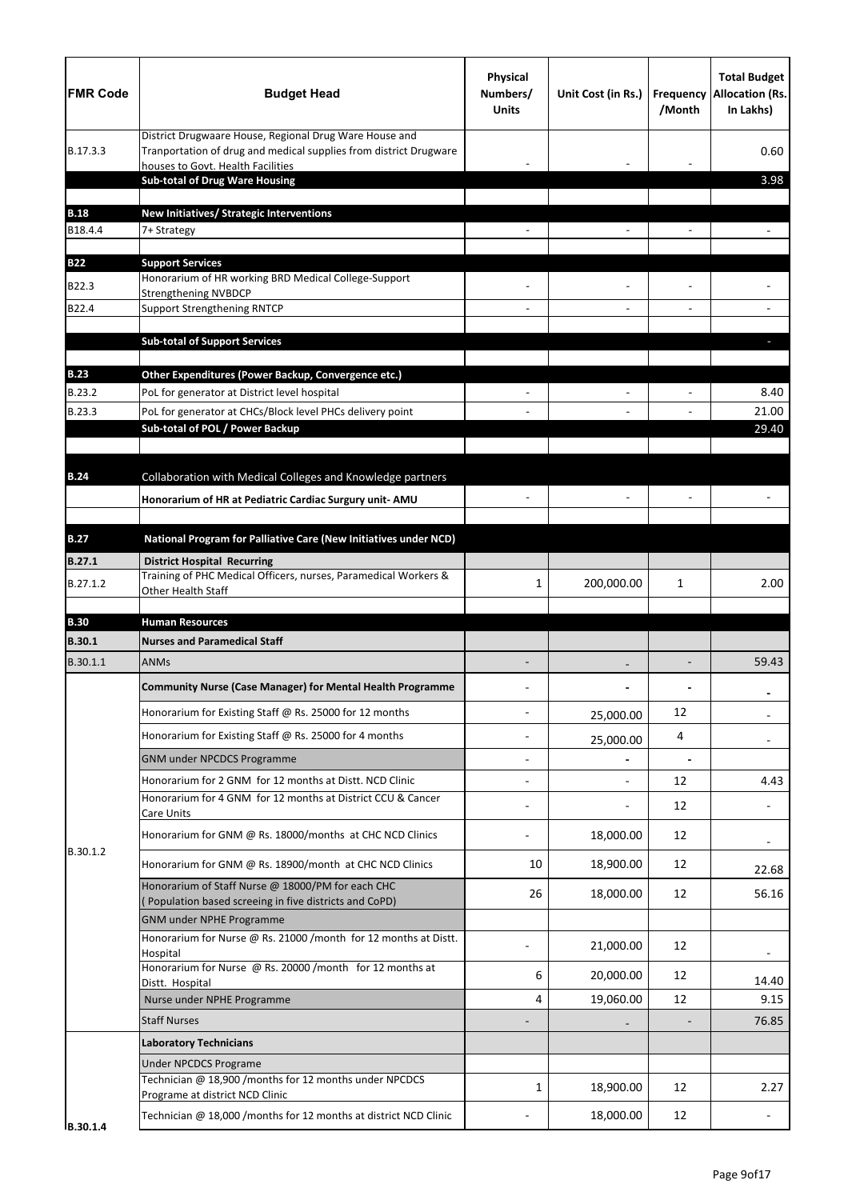| FMR Code | Budget Head | Physical Numbers/ Units | Unit Cost (in Rs.) | Frequency /Month | Total Budget Allocation (Rs. In Lakhs) |
|---|---|---|---|---|---|
| B.17.3.3 | District Drugwaare House, Regional Drug Ware House and Tranportation of drug and medical supplies from district Drugware houses to Govt. Health Facilities | - | - | - | 0.60 |
| | **Sub-total of Drug Ware Housing** | | | | 3.98 |
| | | | | | |
| **B.18** | **New Initiatives/ Strategic Interventions** | | | | |
| B18.4.4 | 7+ Strategy | - | - | - | - |
| | | | | | |
| **B22** | **Support Services** | | | | |
| B22.3 | Honorarium of HR working BRD Medical College-Support Strengthening NVBDCP | - | - | - | - |
| B22.4 | Support Strengthening RNTCP | - | - | - | - |
| | | | | | |
| | **Sub-total of Support Services** | | | | - |
| | | | | | |
| **B.23** | **Other Expenditures (Power Backup, Convergence etc.)** | | | | |
| B.23.2 | PoL for generator at District level hospital | - | - | - | 8.40 |
| B.23.3 | PoL for generator at CHCs/Block level PHCs delivery point | - | - | - | 21.00 |
| | **Sub-total of POL / Power Backup** | | | | 29.40 |
| | | | | | |
| **B.24** | Collaboration with Medical Colleges and Knowledge partners | | | | |
| | **Honorarium of HR at Pediatric Cardiac Surgury unit- AMU** | - | - | - | - |
| | | | | | |
| **B.27** | **National Program for Palliative Care (New Initiatives under NCD)** | | | | |
| **B.27.1** | **District Hospital Recurring** | | | | |
| B.27.1.2 | Training of PHC Medical Officers, nurses, Paramedical Workers & Other Health Staff | 1 | 200,000.00 | 1 | 2.00 |
| | | | | | |
| **B.30** | **Human Resources** | | | | |
| **B.30.1** | **Nurses and Paramedical Staff** | | | | |
| B.30.1.1 | ANMs | - | - | - | 59.43 |
| B.30.1.2 | **Community Nurse (Case Manager) for Mental Health Programme** | - | - | - | - |
| | Honorarium for Existing Staff @ Rs. 25000 for 12 months | - | 25,000.00 | 12 | - |
| | Honorarium for Existing Staff @ Rs. 25000 for 4 months | - | 25,000.00 | 4 | - |
| | GNM under NPCDCS Programme | - | - | - | |
| | Honorarium for 2 GNM for 12 months at Distt. NCD Clinic | - | - | 12 | 4.43 |
| | Honorarium for 4 GNM for 12 months at District CCU & Cancer Care Units | - | - | 12 | - |
| | Honorarium for GNM @ Rs. 18000/months at CHC NCD Clinics | - | 18,000.00 | 12 | - |
| | Honorarium for GNM @ Rs. 18900/month at CHC NCD Clinics | 10 | 18,900.00 | 12 | 22.68 |
| | Honorarium of Staff Nurse @ 18000/PM for each CHC ( Population based screeing in five districts and CoPD) | 26 | 18,000.00 | 12 | 56.16 |
| | GNM under NPHE Programme | | | | |
| | Honorarium for Nurse @ Rs. 21000 /month for 12 months at Distt. Hospital | - | 21,000.00 | 12 | - |
| | Honorarium for Nurse @ Rs. 20000 /month for 12 months at Distt. Hospital | 6 | 20,000.00 | 12 | 14.40 |
| | Nurse under NPHE Programme | 4 | 19,060.00 | 12 | 9.15 |
| | Staff Nurses | - | - | - | 76.85 |
| B.30.1.4 | **Laboratory Technicians** | | | | |
| | Under NPCDCS Programe | | | | |
| | Technician @ 18,900 /months for 12 months under NPCDCS Programe at district NCD Clinic | 1 | 18,900.00 | 12 | 2.27 |
| | Technician @ 18,000 /months for 12 months at district NCD Clinic | - | 18,000.00 | 12 | - |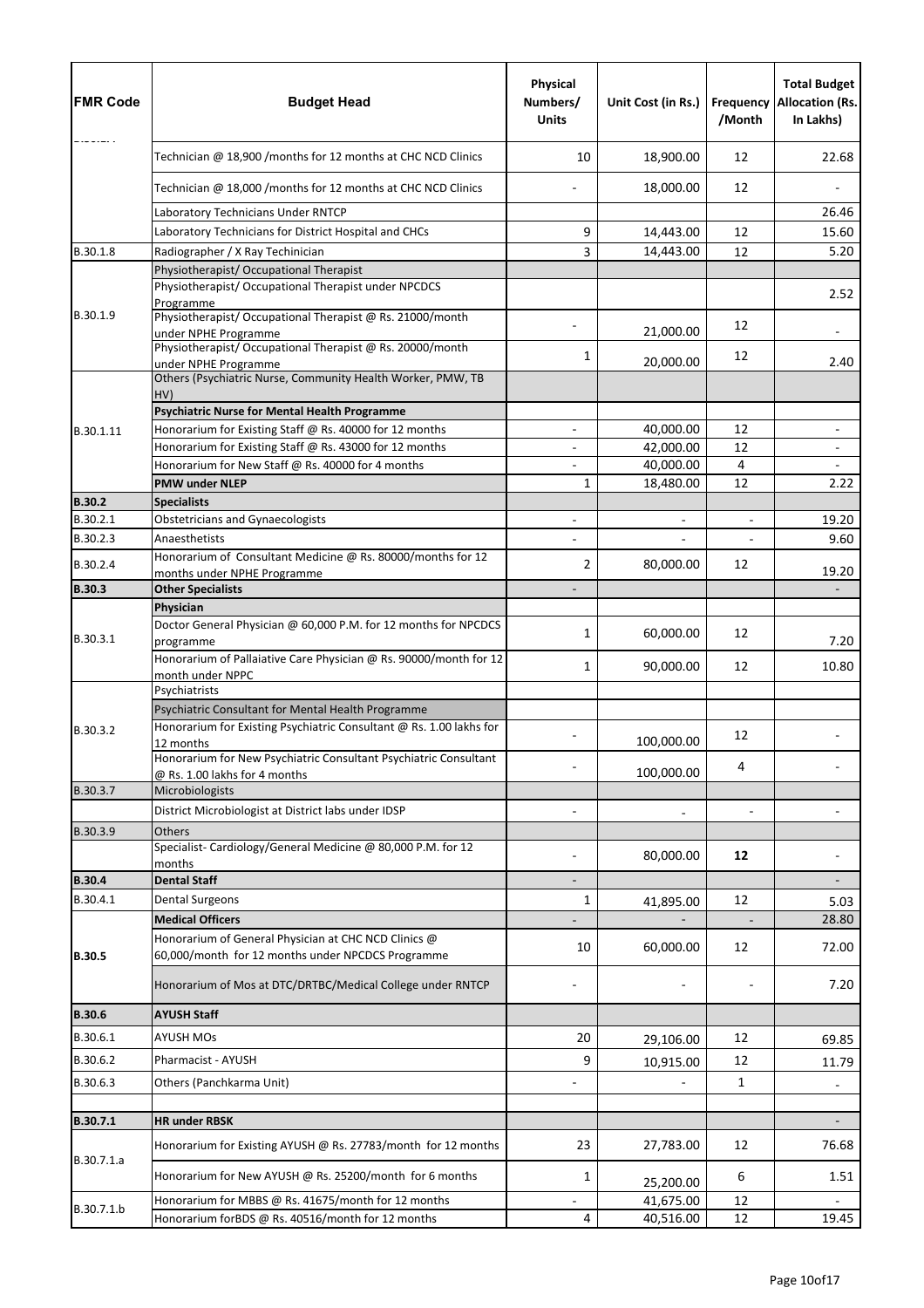| FMR Code | Budget Head | Physical Numbers/ Units | Unit Cost (in Rs.) | Frequency /Month | Total Budget Allocation (Rs. In Lakhs) |
|---|---|---|---|---|---|
| | Technician @ 18,900 /months for 12 months at CHC NCD Clinics | 10 | 18,900.00 | 12 | 22.68 |
| | Technician @ 18,000 /months for 12 months at CHC NCD Clinics | - | 18,000.00 | 12 | - |
| | Laboratory Technicians Under RNTCP | | | | 26.46 |
| | Laboratory Technicians for District Hospital and CHCs | 9 | 14,443.00 | 12 | 15.60 |
| B.30.1.8 | Radiographer / X Ray Techinician | 3 | 14,443.00 | 12 | 5.20 |
| B.30.1.9 | Physiotherapist/ Occupational Therapist | | | | |
| | Physiotherapist/ Occupational Therapist under NPCDCS Programme | | | | 2.52 |
| | Physiotherapist/ Occupational Therapist @ Rs. 21000/month under NPHE Programme | - | 21,000.00 | 12 | - |
| | Physiotherapist/ Occupational Therapist @ Rs. 20000/month under NPHE Programme | 1 | 20,000.00 | 12 | 2.40 |
| B.30.1.11 | Others (Psychiatric Nurse, Community Health Worker, PMW, TB HV) | | | | |
| | **Psychiatric Nurse for Mental Health Programme** | | | | |
| | Honorarium for Existing Staff @ Rs. 40000 for 12 months | - | 40,000.00 | 12 | - |
| | Honorarium for Existing Staff @ Rs. 43000 for 12 months | - | 42,000.00 | 12 | - |
| | Honorarium for New Staff @ Rs. 40000 for 4 months | - | 40,000.00 | 4 | - |
| | **PMW under NLEP** | 1 | 18,480.00 | 12 | 2.22 |
| **B.30.2** | **Specialists** | | | | |
| B.30.2.1 | Obstetricians and Gynaecologists | - | - | - | 19.20 |
| B.30.2.3 | Anaesthetists | - | - | - | 9.60 |
| B.30.2.4 | Honorarium of Consultant Medicine @ Rs. 80000/months for 12 months under NPHE Programme | 2 | 80,000.00 | 12 | 19.20 |
| **B.30.3** | **Other Specialists** | - | | | - |
| B.30.3.1 | **Physician** | | | | |
| | Doctor General Physician @ 60,000 P.M. for 12 months for NPCDCS programme | 1 | 60,000.00 | 12 | 7.20 |
| | Honorarium of Pallaiative Care Physician @ Rs. 90000/month for 12 month under NPPC | 1 | 90,000.00 | 12 | 10.80 |
| B.30.3.2 | Psychiatrists | | | | |
| | Psychiatric Consultant for Mental Health Programme | | | | |
| | Honorarium for Existing Psychiatric Consultant @ Rs. 1.00 lakhs for 12 months | - | 100,000.00 | 12 | - |
| | Honorarium for New Psychiatric Consultant Psychiatric Consultant @ Rs. 1.00 lakhs for 4 months | - | 100,000.00 | 4 | - |
| B.30.3.7 | Microbiologists | | | | |
| | District Microbiologist at District labs under IDSP | - | - | - | - |
| B.30.3.9 | Others | | | | |
| | Specialist- Cardiology/General Medicine @ 80,000 P.M. for 12 months | - | 80,000.00 | **12** | - |
| **B.30.4** | **Dental Staff** | - | | | - |
| B.30.4.1 | Dental Surgeons | 1 | 41,895.00 | 12 | 5.03 |
| **B.30.5** | **Medical Officers** | - | - | - | 28.80 |
| | Honorarium of General Physician at CHC NCD Clinics @ 60,000/month for 12 months under NPCDCS Programme | 10 | 60,000.00 | 12 | 72.00 |
| | Honorarium of Mos at DTC/DRTBC/Medical College under RNTCP | - | - | - | 7.20 |
| **B.30.6** | **AYUSH Staff** | | | | |
| B.30.6.1 | AYUSH MOs | 20 | 29,106.00 | 12 | 69.85 |
| B.30.6.2 | Pharmacist - AYUSH | 9 | 10,915.00 | 12 | 11.79 |
| B.30.6.3 | Others (Panchkarma Unit) | - | - | 1 | - |
| | | | | | |
| **B.30.7.1** | **HR under RBSK** | | | | - |
| B.30.7.1.a | Honorarium for Existing AYUSH @ Rs. 27783/month for 12 months | 23 | 27,783.00 | 12 | 76.68 |
| | Honorarium for New AYUSH @ Rs. 25200/month for 6 months | 1 | 25,200.00 | 6 | 1.51 |
| B.30.7.1.b | Honorarium for MBBS @ Rs. 41675/month for 12 months | - | 41,675.00 | 12 | - |
| | Honorarium forBDS @ Rs. 40516/month for 12 months | 4 | 40,516.00 | 12 | 19.45 |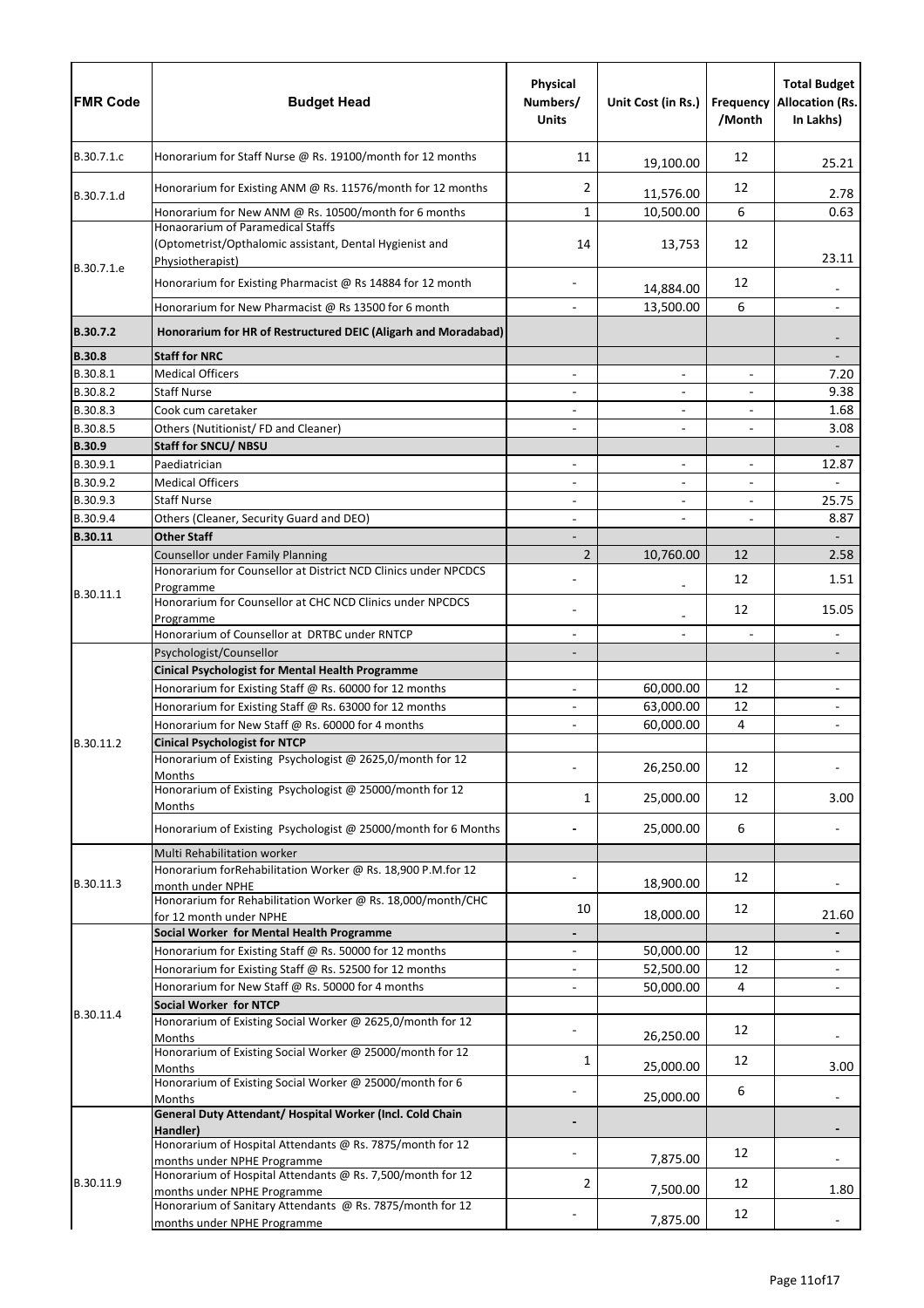| FMR Code | Budget Head | Physical Numbers/ Units | Unit Cost (in Rs.) | Frequency /Month | Total Budget Allocation (Rs. In Lakhs) |
|---|---|---|---|---|---|
| B.30.7.1.c | Honorarium for Staff Nurse @ Rs. 19100/month for 12 months | 11 | 19,100.00 | 12 | 25.21 |
| B.30.7.1.d | Honorarium for Existing ANM @ Rs. 11576/month for 12 months | 2 | 11,576.00 | 12 | 2.78 |
| | Honorarium for New ANM @ Rs. 10500/month for 6 months | 1 | 10,500.00 | 6 | 0.63 |
| B.30.7.1.e | Honaorarium of Paramedical Staffs (Optometrist/Opthalomic assistant, Dental Hygienist and Physiotherapist) | 14 | 13,753 | 12 | 23.11 |
| | Honorarium for Existing Pharmacist @ Rs 14884 for 12 month | - | 14,884.00 | 12 | - |
| | Honorarium for New Pharmacist @ Rs 13500 for 6 month | - | 13,500.00 | 6 | - |
| **B.30.7.2** | **Honorarium for HR of Restructured DEIC (Aligarh and Moradabad)** | | | | - |
| **B.30.8** | **Staff for NRC** | | | | - |
| B.30.8.1 | Medical Officers | - | - | - | 7.20 |
| B.30.8.2 | Staff Nurse | - | - | - | 9.38 |
| B.30.8.3 | Cook cum caretaker | - | - | - | 1.68 |
| B.30.8.5 | Others (Nutitionist/ FD and Cleaner) | - | - | - | 3.08 |
| **B.30.9** | **Staff for SNCU/ NBSU** | | | | - |
| B.30.9.1 | Paediatrician | - | - | - | 12.87 |
| B.30.9.2 | Medical Officers | - | - | - | - |
| B.30.9.3 | Staff Nurse | - | - | - | 25.75 |
| B.30.9.4 | Others (Cleaner, Security Guard and DEO) | - | - | - | 8.87 |
| **B.30.11** | **Other Staff** | - | | | - |
| B.30.11.1 | Counsellor under Family Planning | 2 | 10,760.00 | 12 | 2.58 |
| | Honorarium for Counsellor at District NCD Clinics under NPCDCS Programme | - | - | 12 | 1.51 |
| | Honorarium for Counsellor at CHC NCD Clinics under NPCDCS Programme | - | - | 12 | 15.05 |
| | Honorarium of Counsellor at DRTBC under RNTCP | - | - | - | - |
| B.30.11.2 | Psychologist/Counsellor | - | | | - |
| | **Cinical Psychologist for Mental Health Programme** | | | | |
| | Honorarium for Existing Staff @ Rs. 60000 for 12 months | - | 60,000.00 | 12 | - |
| | Honorarium for Existing Staff @ Rs. 63000 for 12 months | - | 63,000.00 | 12 | - |
| | Honorarium for New Staff @ Rs. 60000 for 4 months | - | 60,000.00 | 4 | - |
| | **Cinical Psychologist for NTCP** | | | | |
| | Honorarium of Existing Psychologist @ 2625,0/month for 12 Months | - | 26,250.00 | 12 | - |
| | Honorarium of Existing Psychologist @ 25000/month for 12 Months | 1 | 25,000.00 | 12 | 3.00 |
| | Honorarium of Existing Psychologist @ 25000/month for 6 Months | - | 25,000.00 | 6 | - |
| B.30.11.3 | Multi Rehabilitation worker | | | | |
| | Honorarium forRehabilitation Worker @ Rs. 18,900 P.M.for 12 month under NPHE | - | 18,900.00 | 12 | - |
| | Honorarium for Rehabilitation Worker @ Rs. 18,000/month/CHC for 12 month under NPHE | 10 | 18,000.00 | 12 | 21.60 |
| B.30.11.4 | **Social Worker for Mental Health Programme** | - | | | - |
| | Honorarium for Existing Staff @ Rs. 50000 for 12 months | - | 50,000.00 | 12 | - |
| | Honorarium for Existing Staff @ Rs. 52500 for 12 months | - | 52,500.00 | 12 | - |
| | Honorarium for New Staff @ Rs. 50000 for 4 months | - | 50,000.00 | 4 | - |
| | **Social Worker for NTCP** | | | | |
| | Honorarium of Existing Social Worker @ 2625,0/month for 12 Months | - | 26,250.00 | 12 | - |
| | Honorarium of Existing Social Worker @ 25000/month for 12 Months | 1 | 25,000.00 | 12 | 3.00 |
| | Honorarium of Existing Social Worker @ 25000/month for 6 Months | - | 25,000.00 | 6 | - |
| B.30.11.9 | **General Duty Attendant/ Hospital Worker (Incl. Cold Chain Handler)** | - | | | - |
| | Honorarium of Hospital Attendants @ Rs. 7875/month for 12 months under NPHE Programme | - | 7,875.00 | 12 | - |
| | Honorarium of Hospital Attendants @ Rs. 7,500/month for 12 months under NPHE Programme | 2 | 7,500.00 | 12 | 1.80 |
| | Honorarium of Sanitary Attendants @ Rs. 7875/month for 12 months under NPHE Programme | - | 7,875.00 | 12 | - |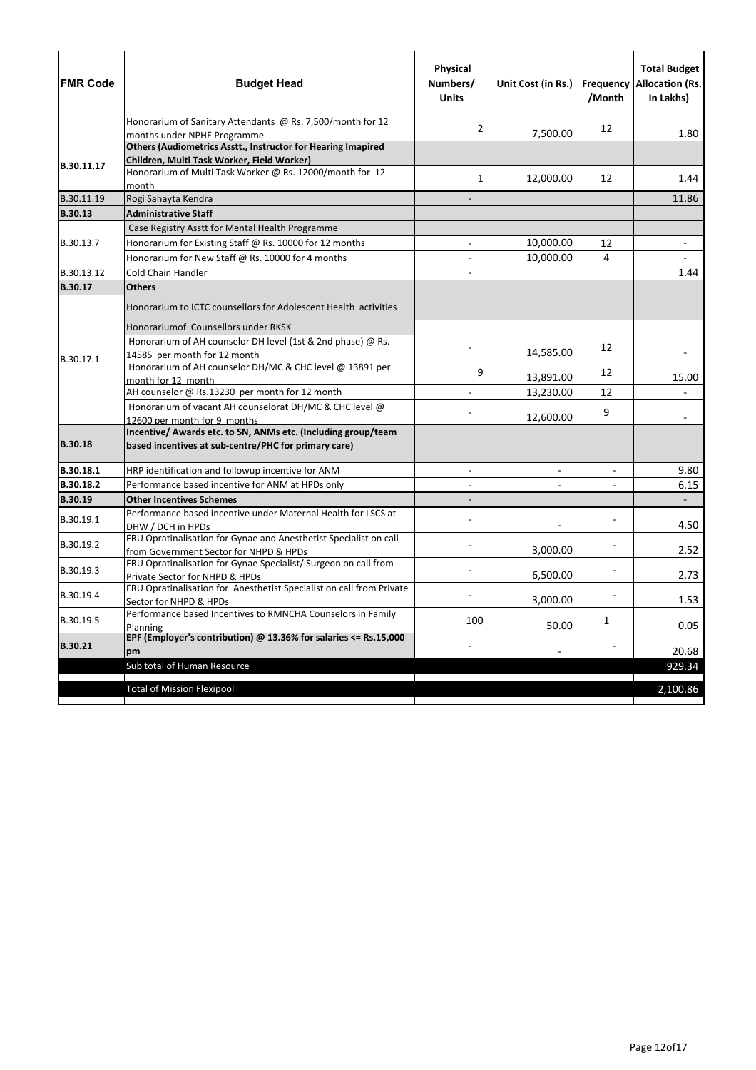| FMR Code | Budget Head | Physical Numbers/ Units | Unit Cost (in Rs.) | Frequency /Month | Total Budget Allocation (Rs. In Lakhs) |
|---|---|---|---|---|---|
| | Honorarium of Sanitary Attendants @ Rs. 7,500/month for 12 months under NPHE Programme | 2 | 7,500.00 | 12 | 1.80 |
| B.30.11.17 | **Others (Audiometrics Asstt., Instructor for Hearing Imapired Children, Multi Task Worker, Field Worker)** | | | | |
| | Honorarium of Multi Task Worker @ Rs. 12000/month for 12 month | 1 | 12,000.00 | 12 | 1.44 |
| B.30.11.19 | Rogi Sahayta Kendra | - | | | 11.86 |
| **B.30.13** | **Administrative Staff** | | | | |
| B.30.13.7 | Case Registry Asstt for Mental Health Programme | | | | |
| | Honorarium for Existing Staff @ Rs. 10000 for 12 months | - | 10,000.00 | 12 | - |
| | Honorarium for New Staff @ Rs. 10000 for 4 months | - | 10,000.00 | 4 | - |
| B.30.13.12 | Cold Chain Handler | - | | | 1.44 |
| **B.30.17** | **Others** | | | | |
| B.30.17.1 | Honorarium to ICTC counsellors for Adolescent Health activities | | | | |
| | Honorariumof Counsellors under RKSK | | | | |
| | Honorarium of AH counselor DH level (1st & 2nd phase) @ Rs. 14585 per month for 12 month | - | 14,585.00 | 12 | - |
| | Honorarium of AH counselor DH/MC & CHC level @ 13891 per month for 12 month | 9 | 13,891.00 | 12 | 15.00 |
| | AH counselor @ Rs.13230 per month for 12 month | - | 13,230.00 | 12 | - |
| | Honorarium of vacant AH counselorat DH/MC & CHC level @ 12600 per month for 9 months | - | 12,600.00 | 9 | - |
| **B.30.18** | **Incentive/ Awards etc. to SN, ANMs etc. (Including group/team based incentives at sub-centre/PHC for primary care)** | | | | |
| **B.30.18.1** | HRP identification and followup incentive for ANM | - | - | - | 9.80 |
| **B.30.18.2** | Performance based incentive for ANM at HPDs only | - | - | - | 6.15 |
| **B.30.19** | **Other Incentives Schemes** | - | | | - |
| B.30.19.1 | Performance based incentive under Maternal Health for LSCS at DHW / DCH in HPDs | - | - | - | 4.50 |
| B.30.19.2 | FRU Opratinalisation for Gynae and Anesthetist Specialist on call from Government Sector for NHPD & HPDs | - | 3,000.00 | - | 2.52 |
| B.30.19.3 | FRU Opratinalisation for Gynae Specialist/ Surgeon on call from Private Sector for NHPD & HPDs | - | 6,500.00 | - | 2.73 |
| B.30.19.4 | FRU Opratinalisation for Anesthetist Specialist on call from Private Sector for NHPD & HPDs | - | 3,000.00 | - | 1.53 |
| B.30.19.5 | Performance based Incentives to RMNCHA Counselors in Family Planning | 100 | 50.00 | 1 | 0.05 |
| **B.30.21** | **EPF (Employer's contribution) @ 13.36% for salaries <= Rs.15,000 pm** | - | - | - | 20.68 |
| | Sub total of Human Resource | | | | 929.34 |
| | Total of Mission Flexipool | | | | 2,100.86 |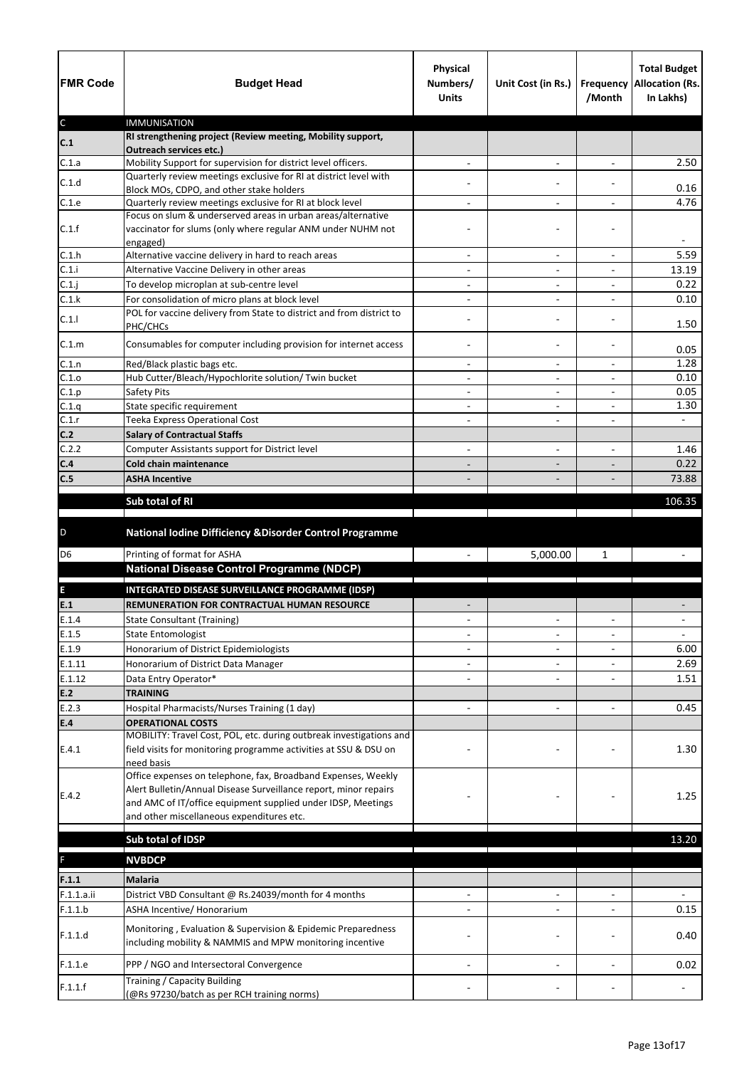| FMR Code | Budget Head | Physical Numbers/ Units | Unit Cost (in Rs.) | Frequency /Month | Total Budget Allocation (Rs. In Lakhs) |
|---|---|---|---|---|---|
| C | IMMUNISATION | | | | |
| C.1 | **RI strengthening project (Review meeting, Mobility support, Outreach services etc.)** | | | | |
| C.1.a | Mobility Support for supervision for district level officers. | - | - | - | 2.50 |
| C.1.d | Quarterly review meetings exclusive for RI at district level with Block MOs, CDPO, and other stake holders | - | - | - | 0.16 |
| C.1.e | Quarterly review meetings exclusive for RI at block level | - | - | - | 4.76 |
| C.1.f | Focus on slum & underserved areas in urban areas/alternative vaccinator for slums (only where regular ANM under NUHM not engaged) | - | - | - | - |
| C.1.h | Alternative vaccine delivery in hard to reach areas | - | - | - | 5.59 |
| C.1.i | Alternative Vaccine Delivery in other areas | - | - | - | 13.19 |
| C.1.j | To develop microplan at sub-centre level | - | - | - | 0.22 |
| C.1.k | For consolidation of micro plans at block level | - | - | - | 0.10 |
| C.1.l | POL for vaccine delivery from State to district and from district to PHC/CHCs | - | - | - | 1.50 |
| C.1.m | Consumables for computer including provision for internet access | - | - | - | 0.05 |
| C.1.n | Red/Black plastic bags etc. | - | - | - | 1.28 |
| C.1.o | Hub Cutter/Bleach/Hypochlorite solution/ Twin bucket | - | - | - | 0.10 |
| C.1.p | Safety Pits | - | - | - | 0.05 |
| C.1.q | State specific requirement | - | - | - | 1.30 |
| C.1.r | Teeka Express Operational Cost | - | - | - | - |
| **C.2** | **Salary of Contractual Staffs** | | | | |
| C.2.2 | Computer Assistants support for District level | - | - | - | 1.46 |
| **C.4** | **Cold chain maintenance** | - | - | - | 0.22 |
| **C.5** | **ASHA Incentive** | - | - | - | 73.88 |
| | **Sub total of RI** | | | | 106.35 |
| D | **National Iodine Difficiency &Disorder Control Programme** | | | | |
| D6 | Printing of format for ASHA | - | 5,000.00 | 1 | - |
| | **National Disease Control Programme (NDCP)** | | | | |
| E | **INTEGRATED DISEASE SURVEILLANCE PROGRAMME (IDSP)** | | | | |
| **E.1** | **REMUNERATION FOR CONTRACTUAL HUMAN RESOURCE** | - | | | - |
| E.1.4 | State Consultant (Training) | - | - | - | - |
| E.1.5 | State Entomologist | - | - | - | - |
| E.1.9 | Honorarium of District Epidemiologists | - | - | - | 6.00 |
| E.1.11 | Honorarium of District Data Manager | - | - | - | 2.69 |
| E.1.12 | Data Entry Operator* | - | - | - | 1.51 |
| **E.2** | **TRAINING** | | | | |
| E.2.3 | Hospital Pharmacists/Nurses Training (1 day) | - | - | - | 0.45 |
| **E.4** | **OPERATIONAL COSTS** | | | | |
| E.4.1 | MOBILITY: Travel Cost, POL, etc. during outbreak investigations and field visits for monitoring programme activities at SSU & DSU on need basis | - | - | - | 1.30 |
| E.4.2 | Office expenses on telephone, fax, Broadband Expenses, Weekly Alert Bulletin/Annual Disease Surveillance report, minor repairs and AMC of IT/office equipment supplied under IDSP, Meetings and other miscellaneous expenditures etc. | - | - | - | 1.25 |
| | **Sub total of IDSP** | | | | 13.20 |
| F | **NVBDCP** | | | | |
| **F.1.1** | **Malaria** | | | | |
| F.1.1.a.ii | District VBD Consultant @ Rs.24039/month for 4 months | - | - | - | - |
| F.1.1.b | ASHA Incentive/ Honorarium | - | - | - | 0.15 |
| F.1.1.d | Monitoring , Evaluation & Supervision & Epidemic Preparedness including mobility & NAMMIS and MPW monitoring incentive | - | - | - | 0.40 |
| F.1.1.e | PPP / NGO and Intersectoral Convergence | - | - | - | 0.02 |
| F.1.1.f | Training / Capacity Building (@Rs 97230/batch as per RCH training norms) | - | - | - | - |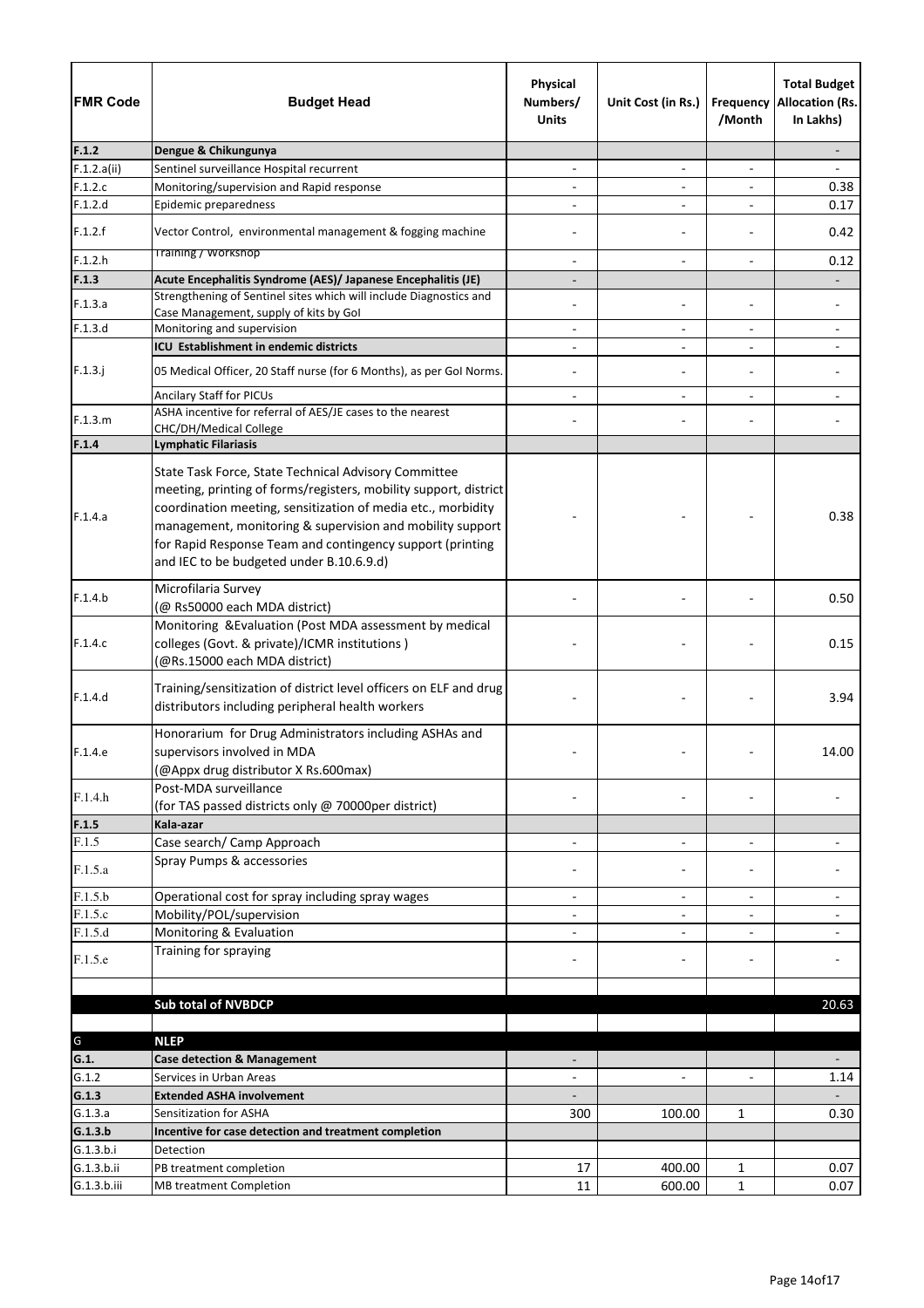| FMR Code | Budget Head | Physical Numbers/ Units | Unit Cost (in Rs.) | Frequency /Month | Total Budget Allocation (Rs. In Lakhs) |
|---|---|---|---|---|---|
| **F.1.2** | **Dengue & Chikungunya** | | | | - |
| F.1.2.a(ii) | Sentinel surveillance Hospital recurrent | - | - | - | - |
| F.1.2.c | Monitoring/supervision and Rapid response | - | - | - | 0.38 |
| F.1.2.d | Epidemic preparedness | - | - | - | 0.17 |
| F.1.2.f | Vector Control, environmental management & fogging machine | - | - | - | 0.42 |
| F.1.2.h | Training / Workshop | - | - | - | 0.12 |
| **F.1.3** | **Acute Encephalitis Syndrome (AES)/ Japanese Encephalitis (JE)** | - | | | - |
| F.1.3.a | Strengthening of Sentinel sites which will include Diagnostics and Case Management, supply of kits by GoI | - | - | - | - |
| F.1.3.d | Monitoring and supervision | - | - | - | - |
| | **ICU Establishment in endemic districts** | - | - | - | - |
| F.1.3.j | 05 Medical Officer, 20 Staff nurse (for 6 Months), as per GoI Norms. | - | - | - | - |
| | Ancilary Staff for PICUs | - | - | - | - |
| F.1.3.m | ASHA incentive for referral of AES/JE cases to the nearest CHC/DH/Medical College | - | - | - | - |
| **F.1.4** | **Lymphatic Filariasis** | | | | |
| F.1.4.a | State Task Force, State Technical Advisory Committee meeting, printing of forms/registers, mobility support, district coordination meeting, sensitization of media etc., morbidity management, monitoring & supervision and mobility support for Rapid Response Team and contingency support (printing and IEC to be budgeted under B.10.6.9.d) | - | - | - | 0.38 |
| F.1.4.b | Microfilaria Survey (@ Rs50000 each MDA district) | - | - | - | 0.50 |
| F.1.4.c | Monitoring &Evaluation (Post MDA assessment by medical colleges (Govt. & private)/ICMR institutions ) (@Rs.15000 each MDA district) | - | - | - | 0.15 |
| F.1.4.d | Training/sensitization of district level officers on ELF and drug distributors including peripheral health workers | - | - | - | 3.94 |
| F.1.4.e | Honorarium for Drug Administrators including ASHAs and supervisors involved in MDA (@Appx drug distributor X Rs.600max) | - | - | - | 14.00 |
| F.1.4.h | Post-MDA surveillance (for TAS passed districts only @ 70000per district) | - | - | - | - |
| **F.1.5** | **Kala-azar** | | | | |
| F.1.5 | Case search/ Camp Approach | - | - | - | - |
| F.1.5.a | Spray Pumps & accessories | - | - | - | - |
| F.1.5.b | Operational cost for spray including spray wages | - | - | - | - |
| F.1.5.c | Mobility/POL/supervision | - | - | - | - |
| F.1.5.d | Monitoring & Evaluation | - | - | - | - |
| F.1.5.e | Training for spraying | - | - | - | - |
| | | | | | |
| | **Sub total of NVBDCP** | | | | 20.63 |
| | | | | | |
| G | **NLEP** | | | | |
| **G.1.** | **Case detection & Management** | - | | | - |
| G.1.2 | Services in Urban Areas | - | - | - | 1.14 |
| **G.1.3** | **Extended ASHA involvement** | - | | | - |
| G.1.3.a | Sensitization for ASHA | 300 | 100.00 | 1 | 0.30 |
| **G.1.3.b** | **Incentive for case detection and treatment completion** | | | | |
| G.1.3.b.i | Detection | | | | |
| G.1.3.b.ii | PB treatment completion | 17 | 400.00 | 1 | 0.07 |
| G.1.3.b.iii | MB treatment Completion | 11 | 600.00 | 1 | 0.07 |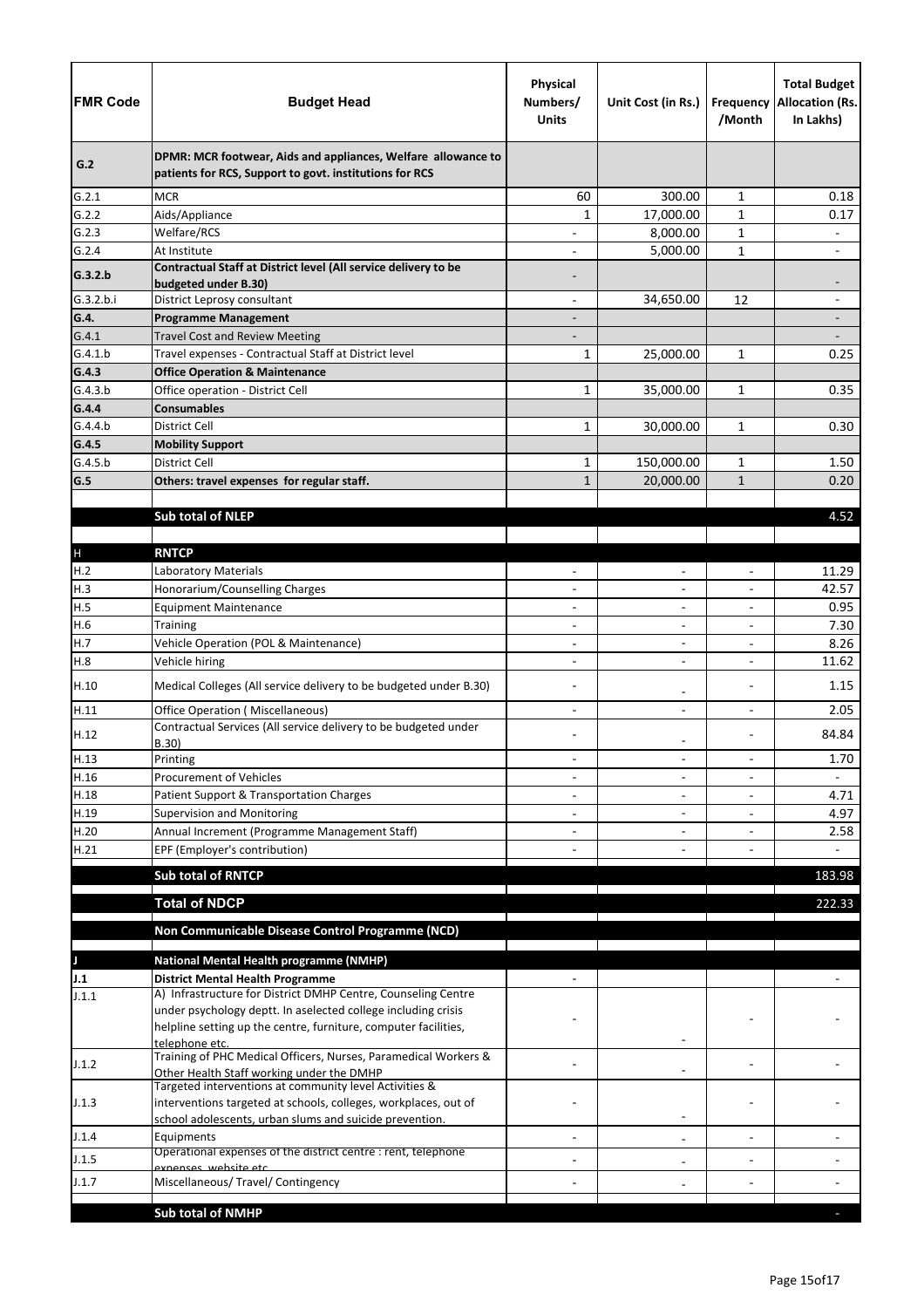| FMR Code | Budget Head | Physical Numbers/ Units | Unit Cost (in Rs.) | Frequency /Month | Total Budget Allocation (Rs. In Lakhs) |
|---|---|---|---|---|---|
| **G.2** | **DPMR: MCR footwear, Aids and appliances, Welfare allowance to patients for RCS, Support to govt. institutions for RCS** | | | | |
| G.2.1 | MCR | 60 | 300.00 | 1 | 0.18 |
| G.2.2 | Aids/Appliance | 1 | 17,000.00 | 1 | 0.17 |
| G.2.3 | Welfare/RCS | - | 8,000.00 | 1 | - |
| G.2.4 | At Institute | - | 5,000.00 | 1 | - |
| **G.3.2.b** | **Contractual Staff at District level (All service delivery to be budgeted under B.30)** | - | | | - |
| G.3.2.b.i | District Leprosy consultant | - | 34,650.00 | 12 | - |
| **G.4.** | **Programme Management** | - | | | - |
| G.4.1 | Travel Cost and Review Meeting | - | | | - |
| G.4.1.b | Travel expenses - Contractual Staff at District level | 1 | 25,000.00 | 1 | 0.25 |
| **G.4.3** | **Office Operation & Maintenance** | | | | |
| G.4.3.b | Office operation - District Cell | 1 | 35,000.00 | 1 | 0.35 |
| **G.4.4** | **Consumables** | | | | |
| G.4.4.b | District Cell | 1 | 30,000.00 | 1 | 0.30 |
| **G.4.5** | **Mobility Support** | | | | |
| G.4.5.b | District Cell | 1 | 150,000.00 | 1 | 1.50 |
| **G.5** | **Others: travel expenses for regular staff.** | 1 | 20,000.00 | 1 | 0.20 |
| | **Sub total of NLEP** | | | | 4.52 |
| H | **RNTCP** | | | | |
| H.2 | Laboratory Materials | - | - | - | 11.29 |
| H.3 | Honorarium/Counselling Charges | - | - | - | 42.57 |
| H.5 | Equipment Maintenance | - | - | - | 0.95 |
| H.6 | Training | - | - | - | 7.30 |
| H.7 | Vehicle Operation (POL & Maintenance) | - | - | - | 8.26 |
| H.8 | Vehicle hiring | - | - | - | 11.62 |
| H.10 | Medical Colleges (All service delivery to be budgeted under B.30) | - | - | - | 1.15 |
| H.11 | Office Operation ( Miscellaneous) | - | - | - | 2.05 |
| H.12 | Contractual Services (All service delivery to be budgeted under B.30) | - | - | - | 84.84 |
| H.13 | Printing | - | - | - | 1.70 |
| H.16 | Procurement of Vehicles | - | - | - | - |
| H.18 | Patient Support & Transportation Charges | - | - | - | 4.71 |
| H.19 | Supervision and Monitoring | - | - | - | 4.97 |
| H.20 | Annual Increment (Programme Management Staff) | - | - | - | 2.58 |
| H.21 | EPF (Employer's contribution) | - | - | - | - |
| | **Sub total of RNTCP** | | | | 183.98 |
| | **Total of NDCP** | | | | 222.33 |
| | **Non Communicable Disease Control Programme (NCD)** | | | | |
| J | **National Mental Health programme (NMHP)** | | | | |
| **J.1** | **District Mental Health Programme** | - | | | - |
| J.1.1 | A) Infrastructure for District DMHP Centre, Counseling Centre under psychology deptt. In aselected college including crisis helpline setting up the centre, furniture, computer facilities, telephone etc. | - | - | - | - |
| J.1.2 | Training of PHC Medical Officers, Nurses, Paramedical Workers & Other Health Staff working under the DMHP | - | - | - | - |
| J.1.3 | Targeted interventions at community level Activities & interventions targeted at schools, colleges, workplaces, out of school adolescents, urban slums and suicide prevention. | - | - | - | - |
| J.1.4 | Equipments | - | - | - | - |
| J.1.5 | Operational expenses of the district centre : rent, telephone expenses, website etc. | - | - | - | - |
| J.1.7 | Miscellaneous/ Travel/ Contingency | - | - | - | - |
| | **Sub total of NMHP** | | | | - |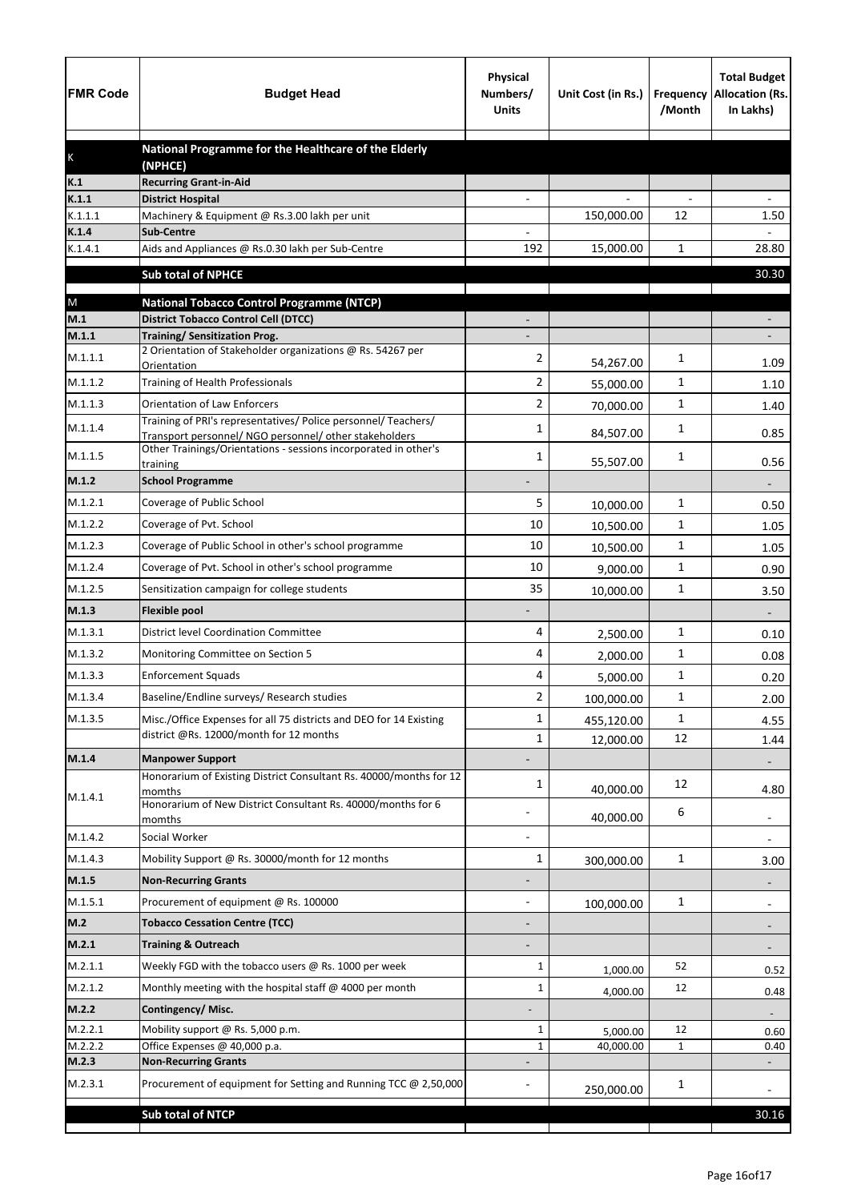| FMR Code | Budget Head | Physical Numbers/ Units | Unit Cost (in Rs.) | Frequency /Month | Total Budget Allocation (Rs. In Lakhs) |
|---|---|---|---|---|---|
| K | **National Programme for the Healthcare of the Elderly (NPHCE)** | | | | |
| **K.1** | **Recurring Grant-in-Aid** | | | | |
| **K.1.1** | **District Hospital** | - | - | - | - |
| K.1.1.1 | Machinery & Equipment @ Rs.3.00 lakh per unit | | 150,000.00 | 12 | 1.50 |
| **K.1.4** | **Sub-Centre** | - | | | - |
| K.1.4.1 | Aids and Appliances @ Rs.0.30 lakh per Sub-Centre | 192 | 15,000.00 | 1 | 28.80 |
| | **Sub total of NPHCE** | | | | 30.30 |
| M | **National Tobacco Control Programme (NTCP)** | | | | |
| **M.1** | **District Tobacco Control Cell (DTCC)** | - | | | - |
| **M.1.1** | **Training/ Sensitization Prog.** | - | | | - |
| M.1.1.1 | 2 Orientation of Stakeholder organizations @ Rs. 54267 per Orientation | 2 | 54,267.00 | 1 | 1.09 |
| M.1.1.2 | Training of Health Professionals | 2 | 55,000.00 | 1 | 1.10 |
| M.1.1.3 | Orientation of Law Enforcers | 2 | 70,000.00 | 1 | 1.40 |
| M.1.1.4 | Training of PRI's representatives/ Police personnel/ Teachers/ Transport personnel/ NGO personnel/ other stakeholders | 1 | 84,507.00 | 1 | 0.85 |
| M.1.1.5 | Other Trainings/Orientations - sessions incorporated in other's training | 1 | 55,507.00 | 1 | 0.56 |
| **M.1.2** | **School Programme** | - | | | - |
| M.1.2.1 | Coverage of Public School | 5 | 10,000.00 | 1 | 0.50 |
| M.1.2.2 | Coverage of Pvt. School | 10 | 10,500.00 | 1 | 1.05 |
| M.1.2.3 | Coverage of Public School in other's school programme | 10 | 10,500.00 | 1 | 1.05 |
| M.1.2.4 | Coverage of Pvt. School in other's school programme | 10 | 9,000.00 | 1 | 0.90 |
| M.1.2.5 | Sensitization campaign for college students | 35 | 10,000.00 | 1 | 3.50 |
| **M.1.3** | **Flexible pool** | - | | | - |
| M.1.3.1 | District level Coordination Committee | 4 | 2,500.00 | 1 | 0.10 |
| M.1.3.2 | Monitoring Committee on Section 5 | 4 | 2,000.00 | 1 | 0.08 |
| M.1.3.3 | Enforcement Squads | 4 | 5,000.00 | 1 | 0.20 |
| M.1.3.4 | Baseline/Endline surveys/ Research studies | 2 | 100,000.00 | 1 | 2.00 |
| M.1.3.5 | Misc./Office Expenses for all 75 districts and DEO for 14 Existing district @Rs. 12000/month for 12 months | 1 | 455,120.00 | 1 | 4.55 |
| | | 1 | 12,000.00 | 12 | 1.44 |
| **M.1.4** | **Manpower Support** | - | | | - |
| M.1.4.1 | Honorarium of Existing District Consultant Rs. 40000/months for 12 momths | 1 | 40,000.00 | 12 | 4.80 |
| | Honorarium of New District Consultant Rs. 40000/months for 6 momths | - | 40,000.00 | 6 | - |
| M.1.4.2 | Social Worker | - | | | - |
| M.1.4.3 | Mobility Support @ Rs. 30000/month for 12 months | 1 | 300,000.00 | 1 | 3.00 |
| **M.1.5** | **Non-Recurring Grants** | - | | | - |
| M.1.5.1 | Procurement of equipment @ Rs. 100000 | - | 100,000.00 | 1 | - |
| **M.2** | **Tobacco Cessation Centre (TCC)** | - | | | - |
| **M.2.1** | **Training & Outreach** | - | | | - |
| M.2.1.1 | Weekly FGD with the tobacco users @ Rs. 1000 per week | 1 | 1,000.00 | 52 | 0.52 |
| M.2.1.2 | Monthly meeting with the hospital staff @ 4000 per month | 1 | 4,000.00 | 12 | 0.48 |
| **M.2.2** | **Contingency/ Misc.** | - | | | - |
| M.2.2.1 | Mobility support @ Rs. 5,000 p.m. | 1 | 5,000.00 | 12 | 0.60 |
| M.2.2.2 | Office Expenses @ 40,000 p.a. | 1 | 40,000.00 | 1 | 0.40 |
| **M.2.3** | **Non-Recurring Grants** | - | | | - |
| M.2.3.1 | Procurement of equipment for Setting and Running TCC @ 2,50,000 | - | 250,000.00 | 1 | - |
| | **Sub total of NTCP** | | | | 30.16 |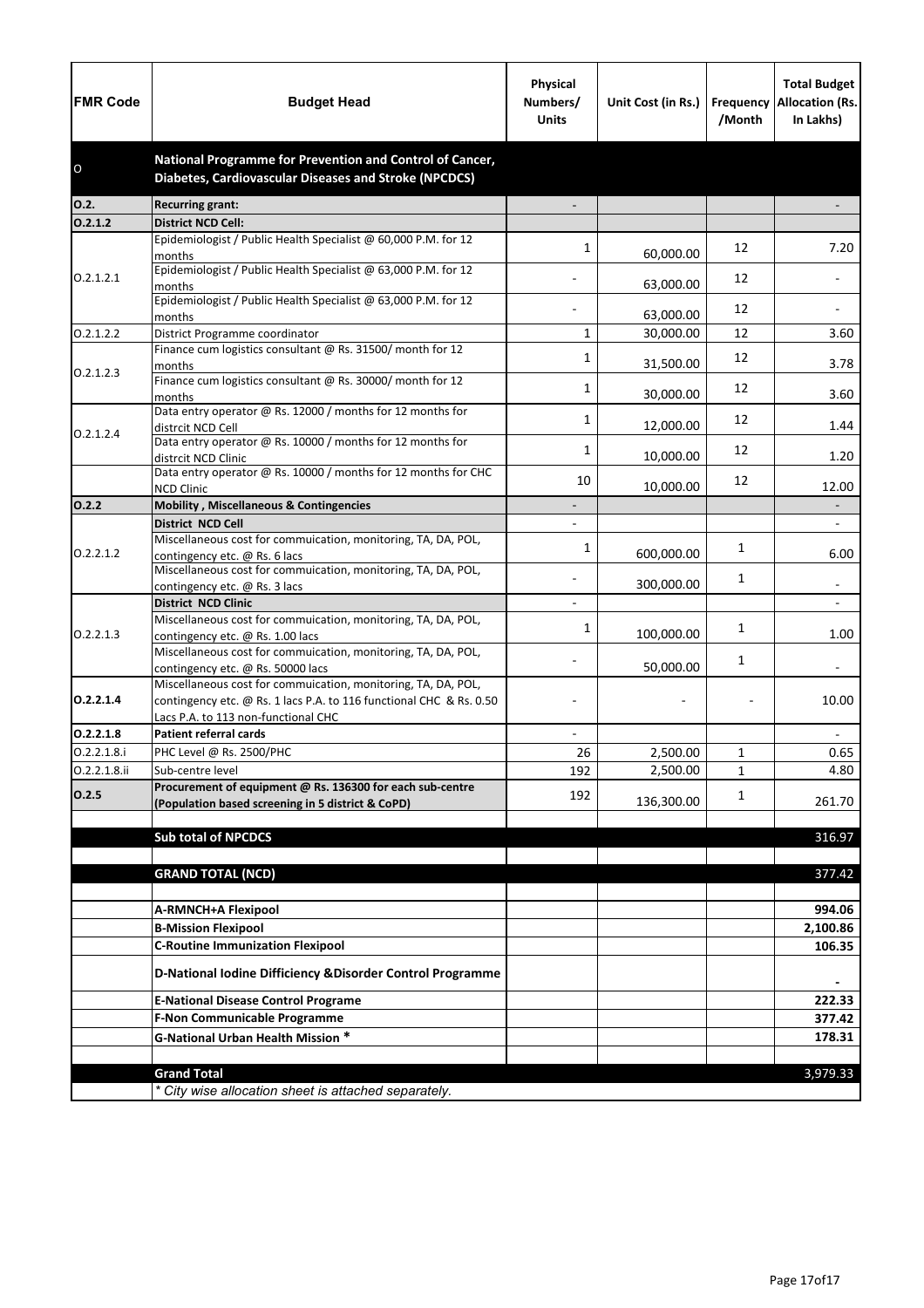| FMR Code | Budget Head | Physical Numbers/ Units | Unit Cost (in Rs.) | Frequency /Month | Total Budget Allocation (Rs. In Lakhs) |
|---|---|---|---|---|---|
| O | **National Programme for Prevention and Control of Cancer, Diabetes, Cardiovascular Diseases and Stroke (NPCDCS)** | | | | |
| **O.2.** | **Recurring grant:** | - | | | - |
| **O.2.1.2** | **District NCD Cell:** | | | | |
| O.2.1.2.1 | Epidemiologist / Public Health Specialist @ 60,000 P.M. for 12 months | 1 | 60,000.00 | 12 | 7.20 |
| | Epidemiologist / Public Health Specialist @ 63,000 P.M. for 12 months | - | 63,000.00 | 12 | - |
| | Epidemiologist / Public Health Specialist @ 63,000 P.M. for 12 months | - | 63,000.00 | 12 | - |
| O.2.1.2.2 | District Programme coordinator | 1 | 30,000.00 | 12 | 3.60 |
| O.2.1.2.3 | Finance cum logistics consultant @ Rs. 31500/ month for 12 months | 1 | 31,500.00 | 12 | 3.78 |
| | Finance cum logistics consultant @ Rs. 30000/ month for 12 months | 1 | 30,000.00 | 12 | 3.60 |
| O.2.1.2.4 | Data entry operator @ Rs. 12000 / months for 12 months for distrcit NCD Cell | 1 | 12,000.00 | 12 | 1.44 |
| | Data entry operator @ Rs. 10000 / months for 12 months for distrcit NCD Clinic | 1 | 10,000.00 | 12 | 1.20 |
| | Data entry operator @ Rs. 10000 / months for 12 months for CHC NCD Clinic | 10 | 10,000.00 | 12 | 12.00 |
| **O.2.2** | **Mobility , Miscellaneous & Contingencies** | - | | | - |
| | **District NCD Cell** | - | | | - |
| O.2.2.1.2 | Miscellaneous cost for commuication, monitoring, TA, DA, POL, contingency etc. @ Rs. 6 lacs | 1 | 600,000.00 | 1 | 6.00 |
| | Miscellaneous cost for commuication, monitoring, TA, DA, POL, contingency etc. @ Rs. 3 lacs | - | 300,000.00 | 1 | - |
| | **District NCD Clinic** | - | | | - |
| O.2.2.1.3 | Miscellaneous cost for commuication, monitoring, TA, DA, POL, contingency etc. @ Rs. 1.00 lacs | 1 | 100,000.00 | 1 | 1.00 |
| | Miscellaneous cost for commuication, monitoring, TA, DA, POL, contingency etc. @ Rs. 50000 lacs | - | 50,000.00 | 1 | - |
| **O.2.2.1.4** | Miscellaneous cost for commuication, monitoring, TA, DA, POL, contingency etc. @ Rs. 1 lacs P.A. to 116 functional CHC & Rs. 0.50 Lacs P.A. to 113 non-functional CHC | - | - | - | 10.00 |
| **O.2.2.1.8** | **Patient referral cards** | - | | | - |
| O.2.2.1.8.i | PHC Level @ Rs. 2500/PHC | 26 | 2,500.00 | 1 | 0.65 |
| O.2.2.1.8.ii | Sub-centre level | 192 | 2,500.00 | 1 | 4.80 |
| **O.2.5** | **Procurement of equipment @ Rs. 136300 for each sub-centre (Population based screening in 5 district & CoPD)** | 192 | 136,300.00 | 1 | 261.70 |
| | | | | | |
| | **Sub total of NPCDCS** | | | | 316.97 |
| | | | | | |
| | **GRAND TOTAL (NCD)** | | | | 377.42 |
| | | | | | |
| | **A-RMNCH+A Flexipool** | | | | **994.06** |
| | **B-Mission Flexipool** | | | | **2,100.86** |
| | **C-Routine Immunization Flexipool** | | | | **106.35** |
| | **D-National Iodine Difficiency &Disorder Control Programme** | | | | **-** |
| | **E-National Disease Control Programe** | | | | **222.33** |
| | **F-Non Communicable Programme** | | | | **377.42** |
| | **G-National Urban Health Mission *** | | | | **178.31** |
| | | | | | |
| | **Grand Total** | | | | 3,979.33 |
| | *\* City wise allocation sheet is attached separately.* | | | | |